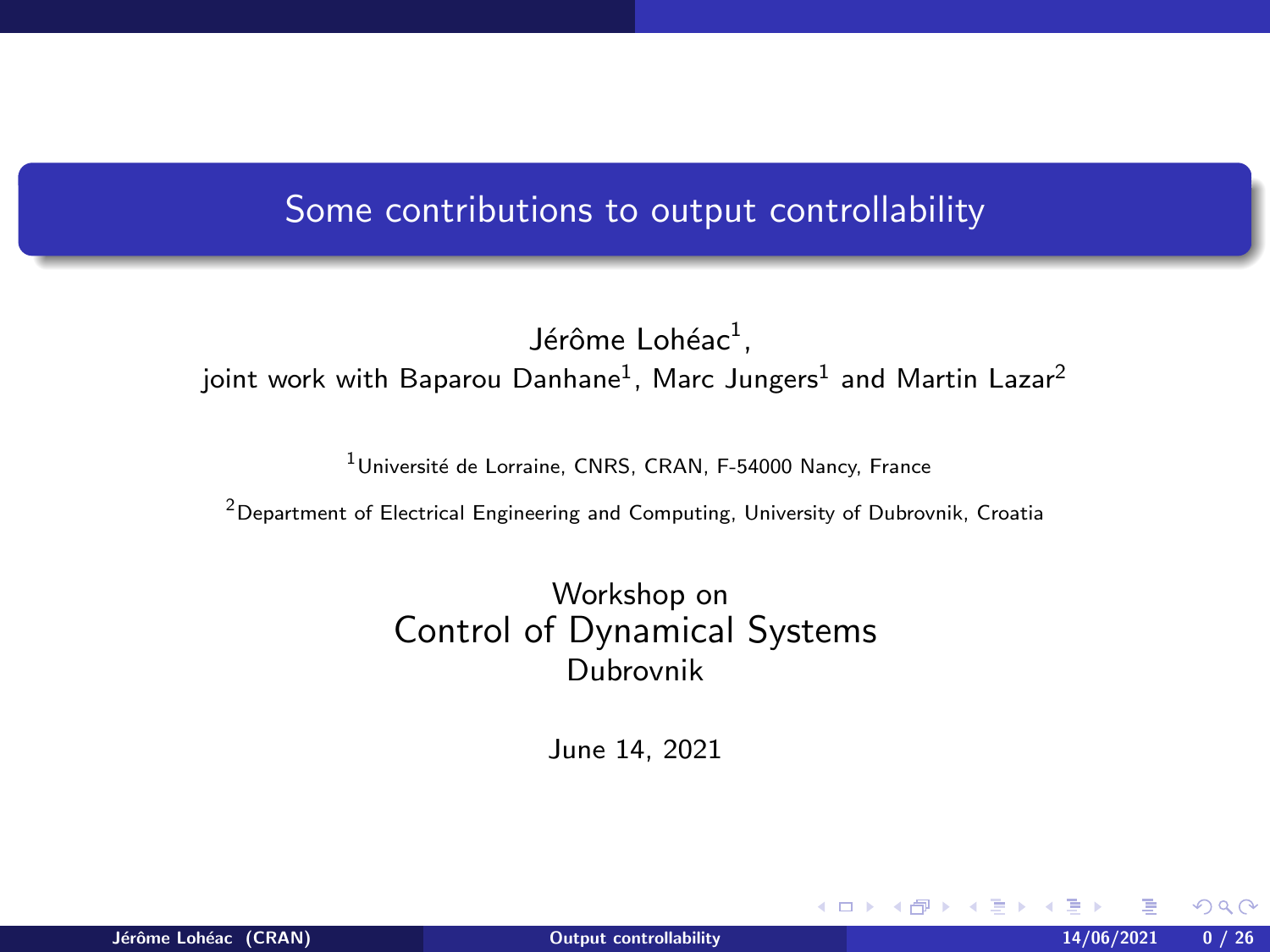# Some contributions to output controllability

Jérôme Lohéac[1],

joint work with Baparou Danhane[1], Marc Jungers[1] and Martin Lazar[2]

[1]Université de Lorraine, CNRS, CRAN, F-54000 Nancy, France

[2]Department of Electrical Engineering and Computing, University of Dubrovnik, Croatia

Workshop on

Control of Dynamical Systems

Dubrovnik

June 14, 2021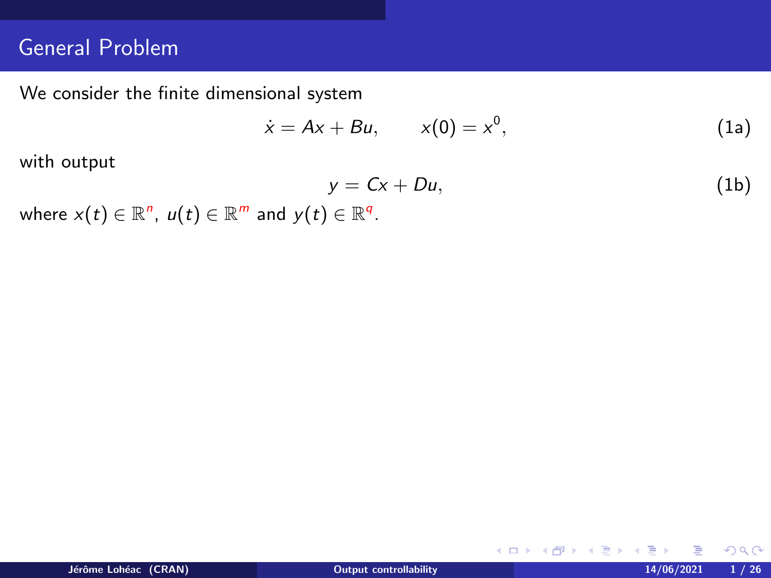# General Problem

We consider the finite dimensional system

$$\dot{x} = Ax + Bu, \qquad x(0) = x^0, \tag{1a}$$

with output

$$y = Cx + Du, \tag{1b}$$

where $x(t) \in \mathbb{R}^{n}$, $u(t) \in \mathbb{R}^{m}$ and $y(t) \in \mathbb{R}^{q}$.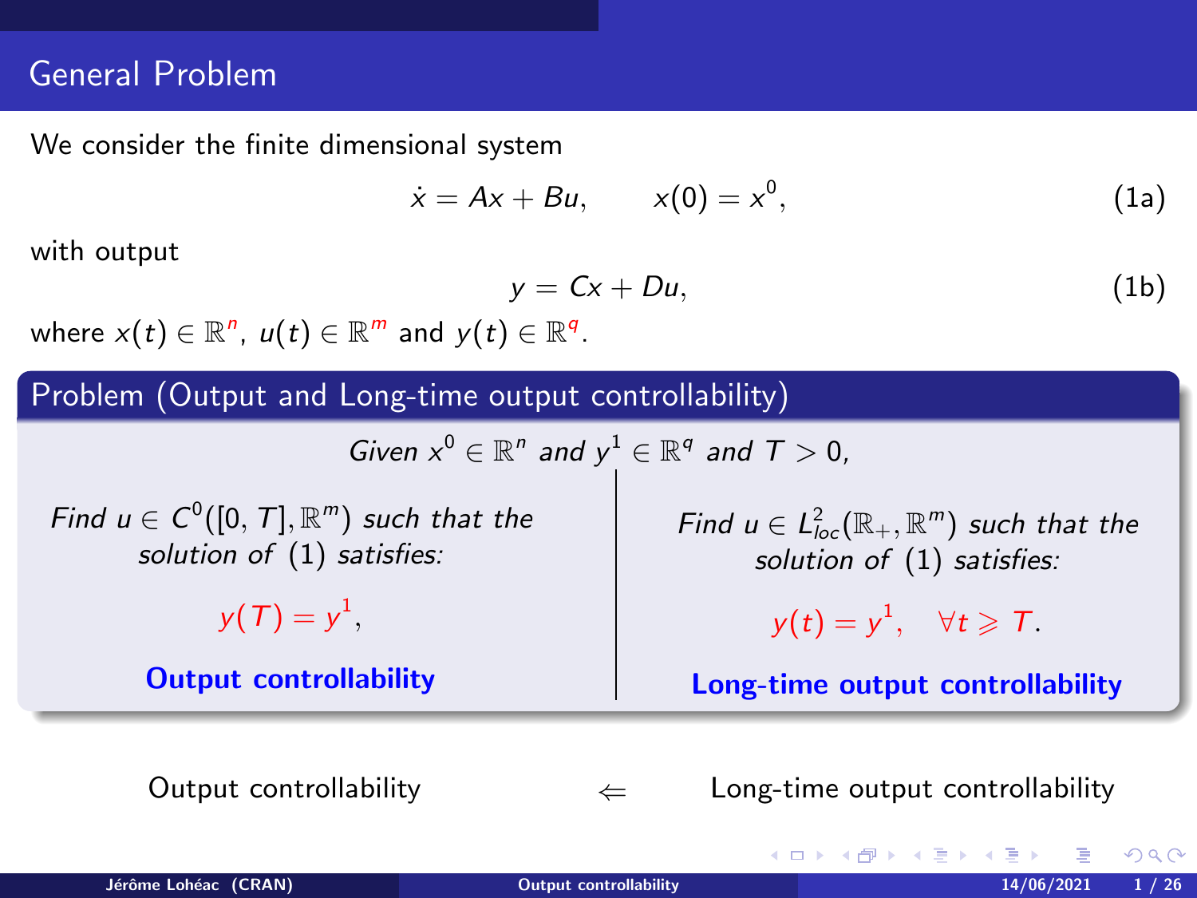# General Problem

We consider the finite dimensional system

$$\dot{x} = Ax + Bu, \qquad x(0) = x^0, \tag{1a}$$

with output

$$y = Cx + Du, \tag{1b}$$

where $x(t) \in \mathbb{R}^n$, $u(t) \in \mathbb{R}^m$ and $y(t) \in \mathbb{R}^q$.

## Problem (Output and Long-time output controllability)

*Given $x^0 \in \mathbb{R}^n$ and $y^1 \in \mathbb{R}^q$ and $T > 0$,*

*Find $u \in C^0([0, T], \mathbb{R}^m)$ such that the solution of (1) satisfies:*

$$y(T) = y^1,$$

**Output controllability**

*Find $u \in L^2_{loc}(\mathbb{R}_+, \mathbb{R}^m)$ such that the solution of (1) satisfies:*

$$y(t) = y^1, \quad \forall t \geqslant T.$$

**Long-time output controllability**

Output controllability $\Leftarrow$ Long-time output controllability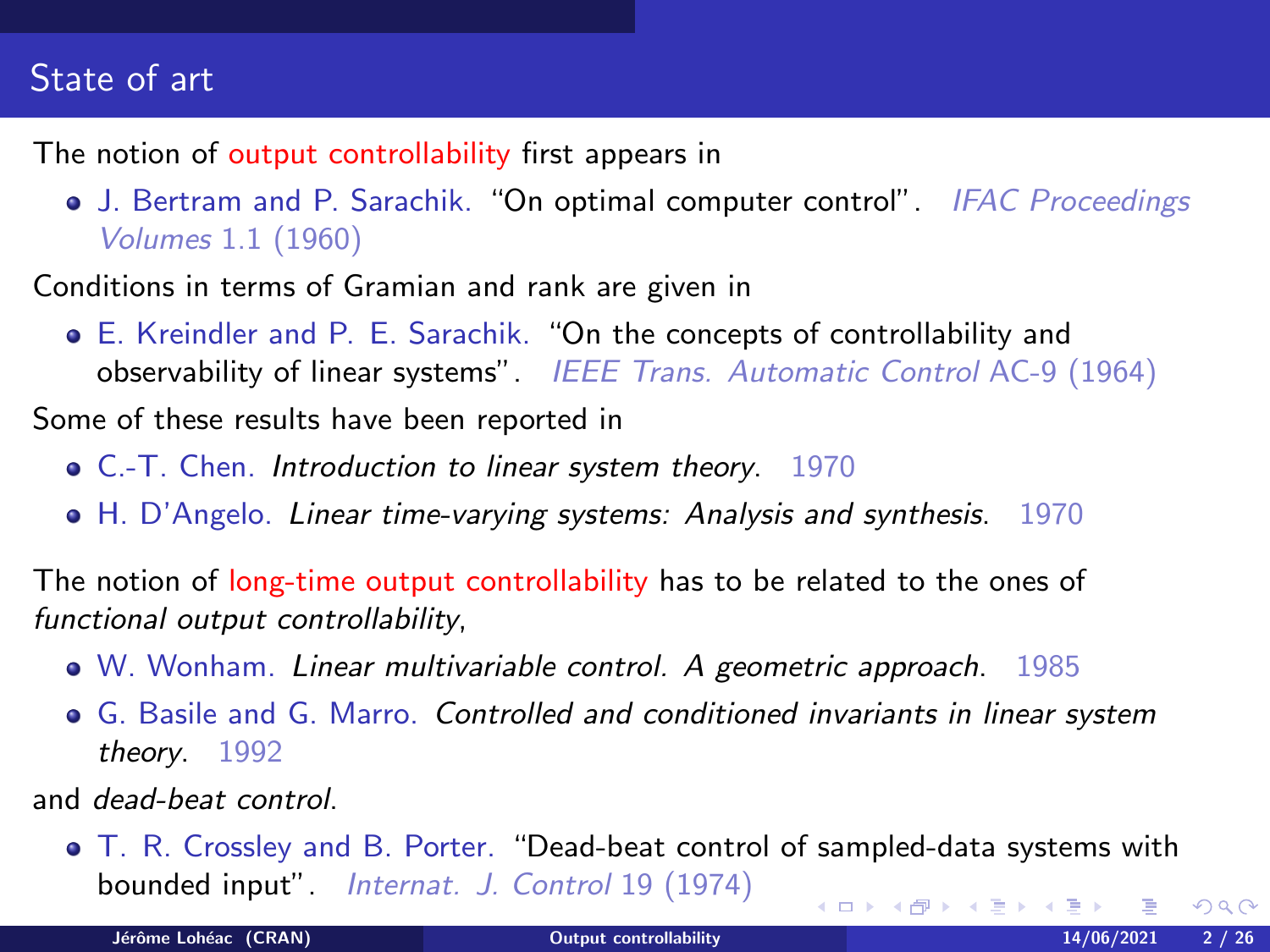# State of art

The notion of output controllability first appears in

- J. Bertram and P. Sarachik. "On optimal computer control". *IFAC Proceedings Volumes* 1.1 (1960)

Conditions in terms of Gramian and rank are given in

- E. Kreindler and P. E. Sarachik. "On the concepts of controllability and observability of linear systems". *IEEE Trans. Automatic Control* AC-9 (1964)

Some of these results have been reported in

- C.-T. Chen. *Introduction to linear system theory*. 1970
- H. D'Angelo. *Linear time-varying systems: Analysis and synthesis*. 1970

The notion of long-time output controllability has to be related to the ones of *functional output controllability*,

- W. Wonham. *Linear multivariable control. A geometric approach*. 1985
- G. Basile and G. Marro. *Controlled and conditioned invariants in linear system theory*. 1992

and *dead-beat control*.

- T. R. Crossley and B. Porter. "Dead-beat control of sampled-data systems with bounded input". *Internat. J. Control* 19 (1974)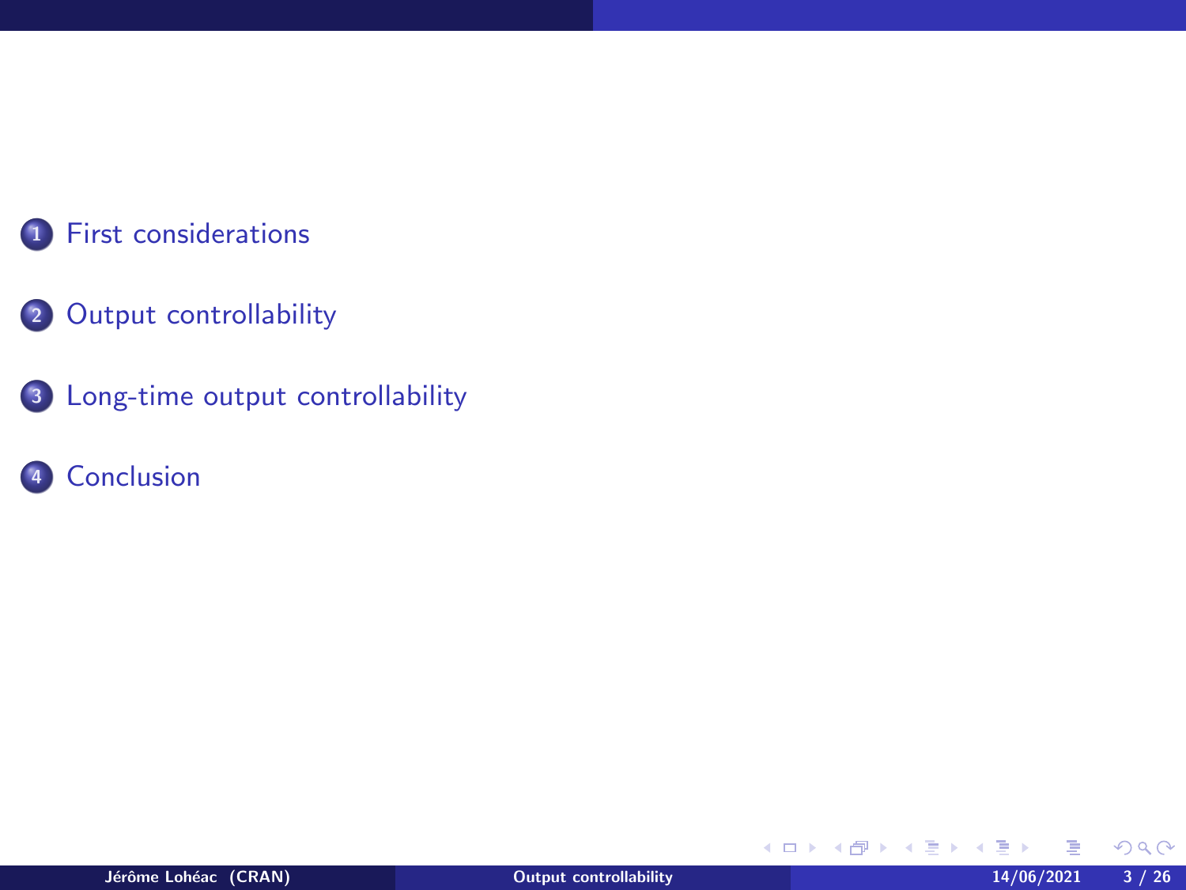1. First considerations

2. Output controllability

3. Long-time output controllability

4. Conclusion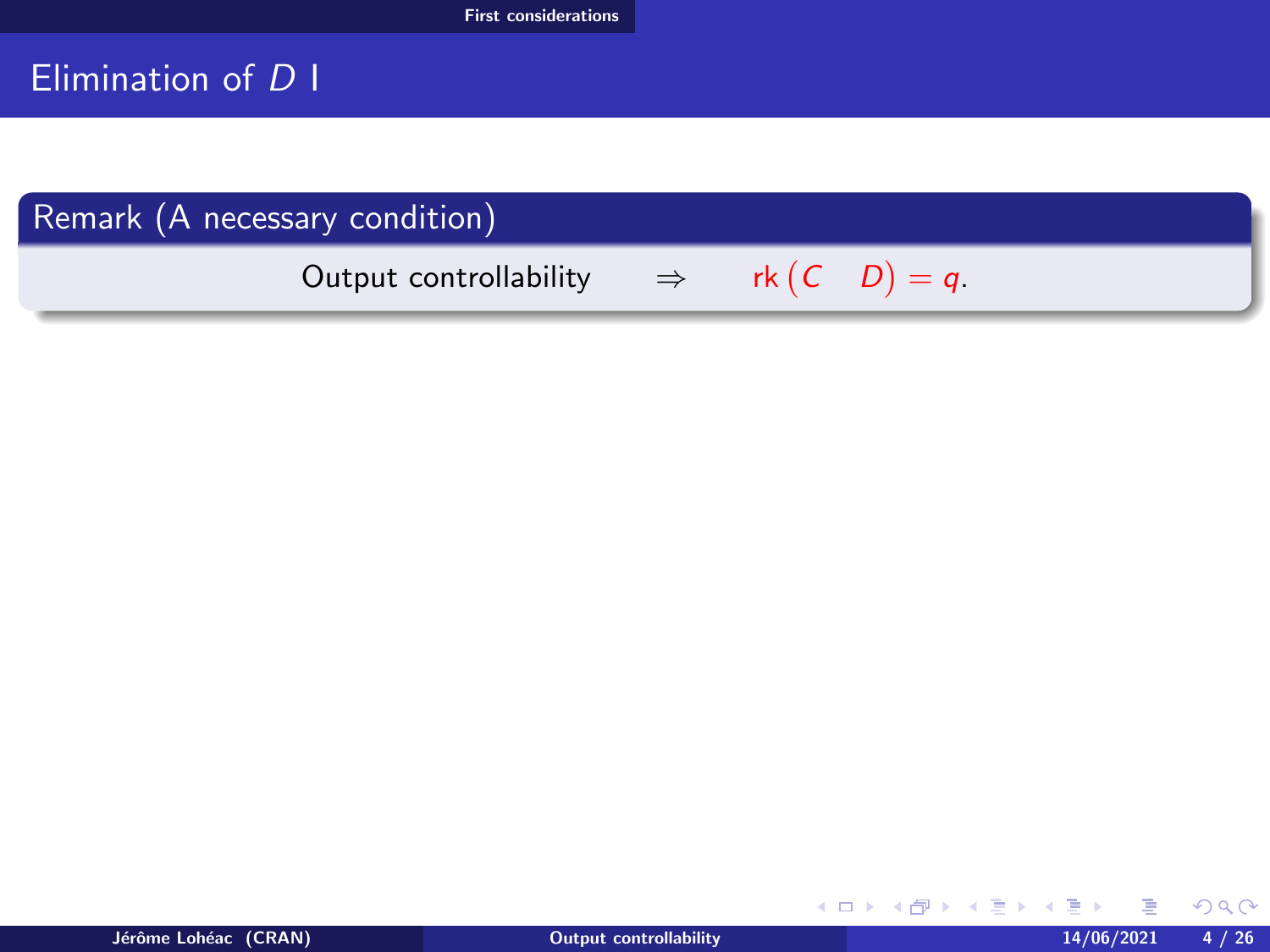# Elimination of $D$ I

**Remark (A necessary condition)**

$$\text{Output controllability} \quad \Rightarrow \quad \operatorname{rk}\begin{pmatrix} C & D \end{pmatrix} = q.$$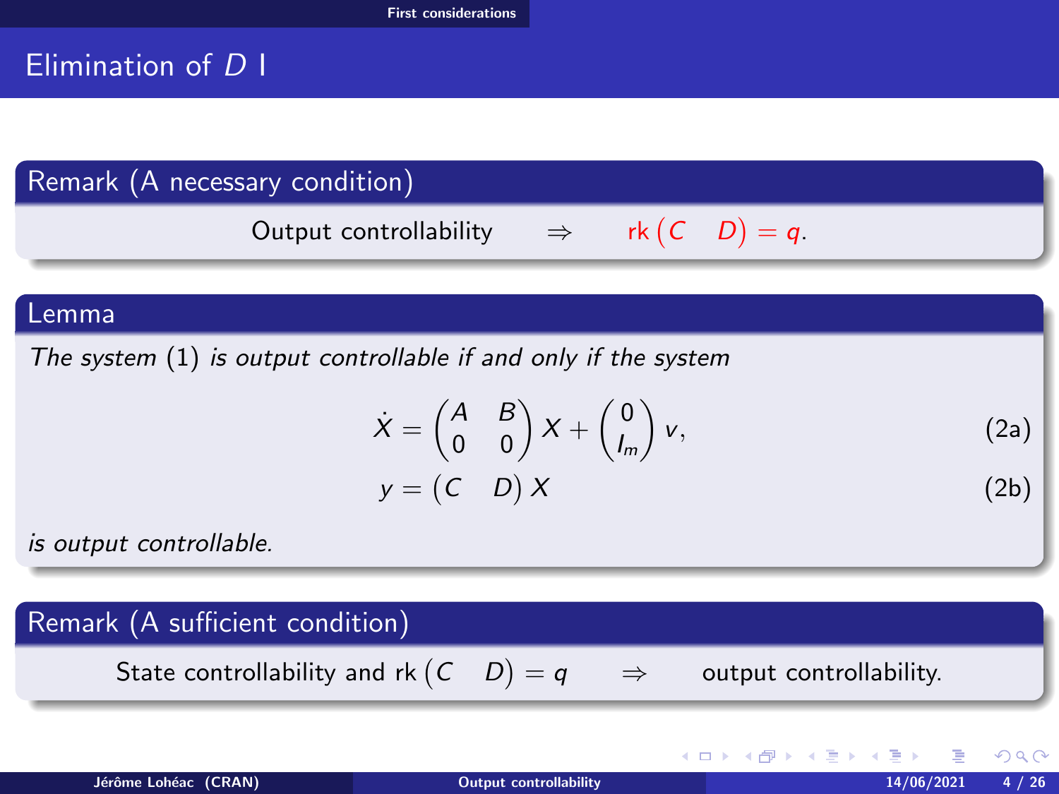# Elimination of $D$ I

**Remark (A necessary condition)**

$$\text{Output controllability} \quad \Rightarrow \quad \text{rk}\begin{pmatrix} C & D \end{pmatrix} = q.$$

**Lemma**

*The system* (1) *is output controllable if and only if the system*

$$\dot{X} = \begin{pmatrix} A & B \\ 0 & 0 \end{pmatrix} X + \begin{pmatrix} 0 \\ I_m \end{pmatrix} v, \tag{2a}$$

$$y = \begin{pmatrix} C & D \end{pmatrix} X \tag{2b}$$

*is output controllable.*

**Remark (A sufficient condition)**

$$\text{State controllability and rk}\begin{pmatrix} C & D \end{pmatrix} = q \quad \Rightarrow \quad \text{output controllability.}$$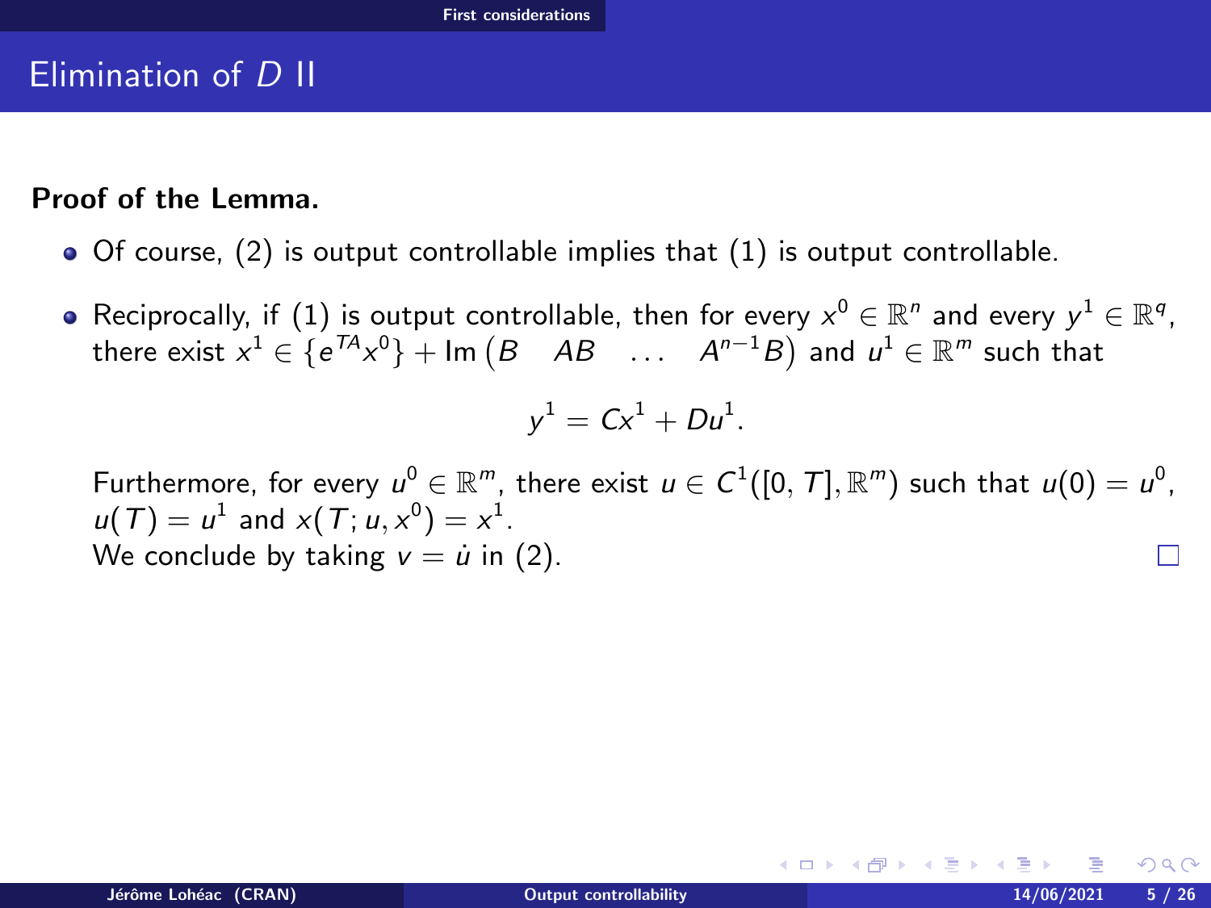# Elimination of $D$ II

**Proof of the Lemma.**

- Of course, (2) is output controllable implies that (1) is output controllable.
- Reciprocally, if (1) is output controllable, then for every $x^0 \in \mathbb{R}^n$ and every $y^1 \in \mathbb{R}^q$, there exist $x^1 \in \{e^{TA}x^0\} + \operatorname{Im}\begin{pmatrix} B & AB & \dots & A^{n-1}B \end{pmatrix}$ and $u^1 \in \mathbb{R}^m$ such that

$$y^1 = Cx^1 + Du^1.$$

  Furthermore, for every $u^0 \in \mathbb{R}^m$, there exist $u \in C^1([0, T], \mathbb{R}^m)$ such that $u(0) = u^0$, $u(T) = u^1$ and $x(T; u, x^0) = x^1$.
  We conclude by taking $v = \dot{u}$ in (2). □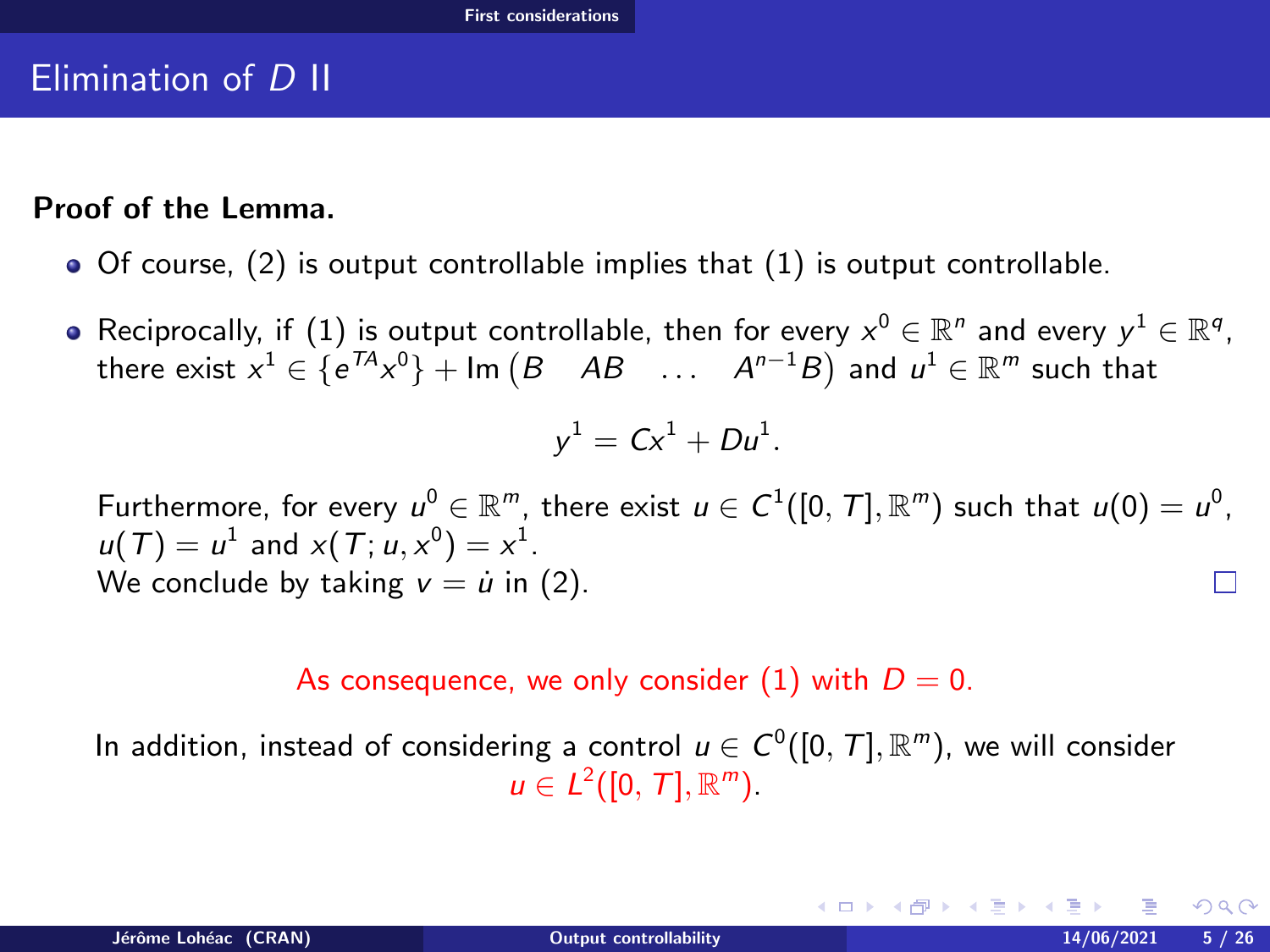# Elimination of $D$ II

**Proof of the Lemma.**

- Of course, (2) is output controllable implies that (1) is output controllable.
- Reciprocally, if (1) is output controllable, then for every $x^0 \in \mathbb{R}^n$ and every $y^1 \in \mathbb{R}^q$, there exist $x^1 \in \{e^{TA}x^0\} + \operatorname{Im}\begin{pmatrix} B & AB & \dots & A^{n-1}B \end{pmatrix}$ and $u^1 \in \mathbb{R}^m$ such that

$$y^1 = Cx^1 + Du^1.$$

Furthermore, for every $u^0 \in \mathbb{R}^m$, there exist $u \in C^1([0, T], \mathbb{R}^m)$ such that $u(0) = u^0$, $u(T) = u^1$ and $x(T; u, x^0) = x^1$.
We conclude by taking $v = \dot{u}$ in (2). □

As consequence, we only consider (1) with $D = 0$.

In addition, instead of considering a control $u \in C^0([0, T], \mathbb{R}^m)$, we will consider $u \in L^2([0, T], \mathbb{R}^m)$.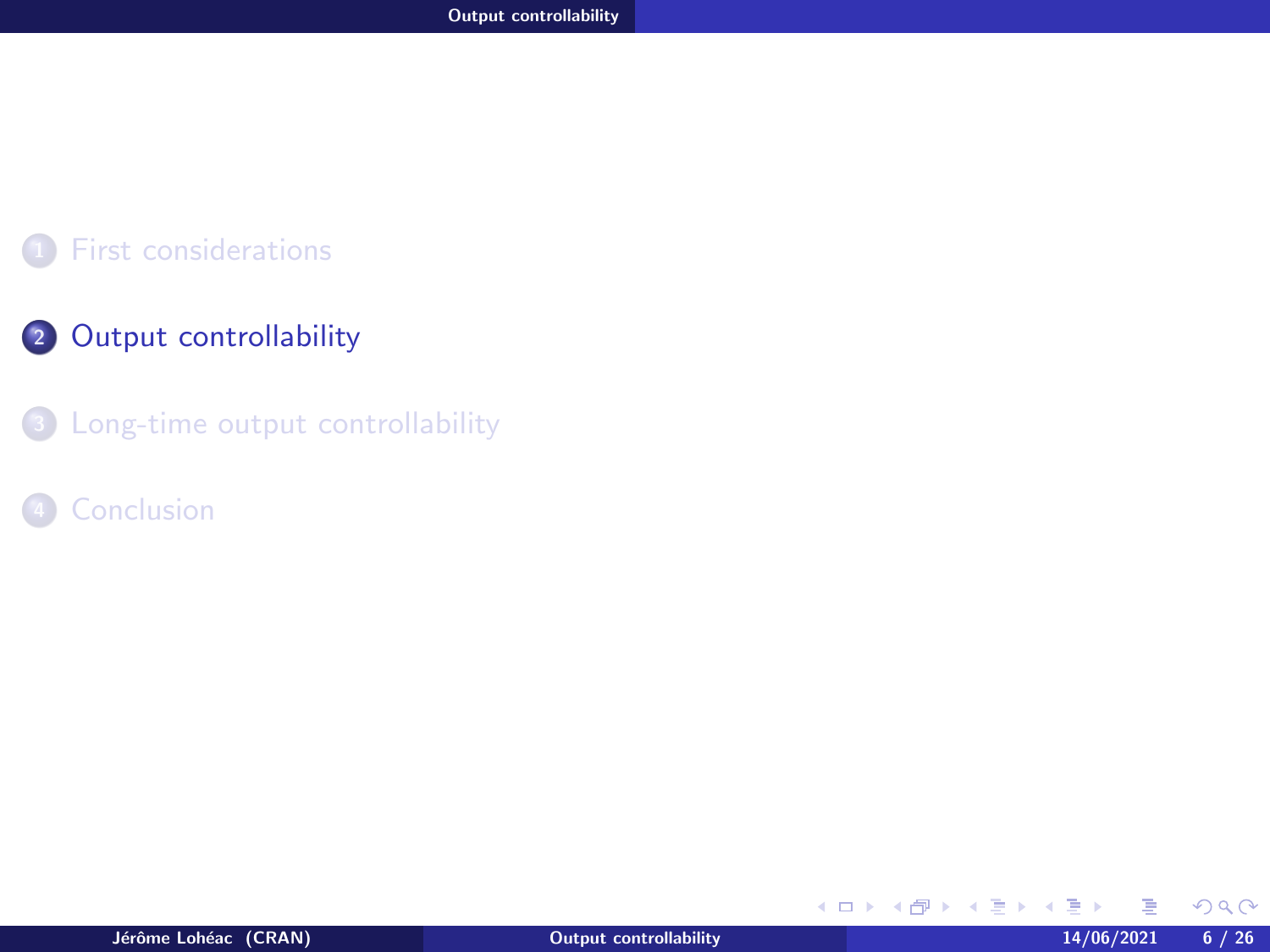1. First considerations

2. Output controllability

3. Long-time output controllability

4. Conclusion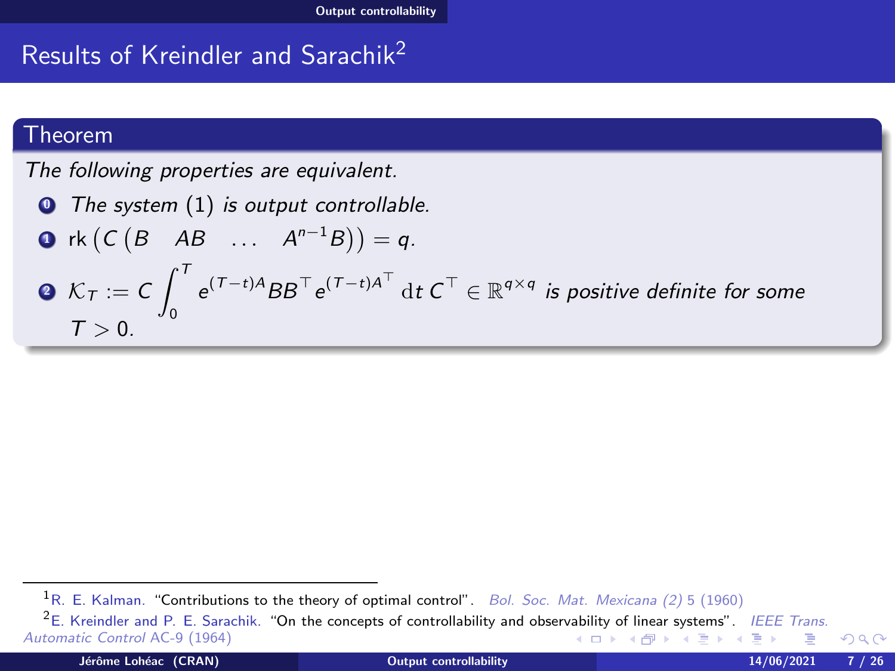# Results of Kreindler and Sarachik[2]

**Theorem**

*The following properties are equivalent.*

0. *The system (1) is output controllable.*
1. $\operatorname{rk}\left(C\begin{pmatrix} B & AB & \dots & A^{n-1}B\end{pmatrix}\right) = q$.
2. $\mathcal{K}_T := C\int_0^T e^{(T-t)A}BB^\top e^{(T-t)A^\top}\,\mathrm{d}t\,C^\top \in \mathbb{R}^{q\times q}$ *is positive definite for some* $T > 0$.

---

[1] R. E. Kalman. "Contributions to the theory of optimal control". *Bol. Soc. Mat. Mexicana (2)* 5 (1960)

[2] E. Kreindler and P. E. Sarachik. "On the concepts of controllability and observability of linear systems". *IEEE Trans. Automatic Control* AC-9 (1964)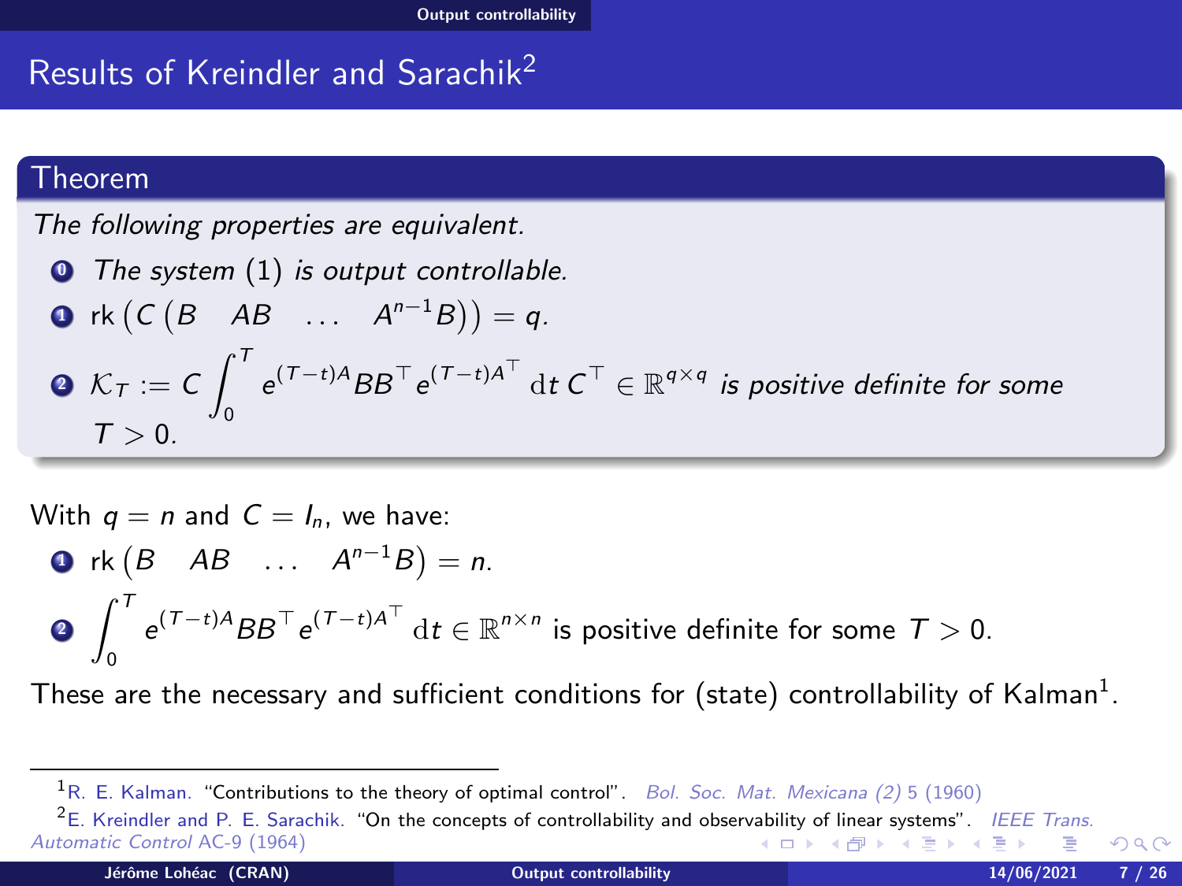# Results of Kreindler and Sarachik[2]

**Theorem**

*The following properties are equivalent.*

0. *The system (1) is output controllable.*
1. $\operatorname{rk}\left(C\begin{pmatrix} B & AB & \dots & A^{n-1}B\end{pmatrix}\right) = q$.
2. $\mathcal{K}_T := C\int_0^T e^{(T-t)A}BB^\top e^{(T-t)A^\top}\,\mathrm{d}t\,C^\top \in \mathbb{R}^{q\times q}$ *is positive definite for some* $T > 0$.

With $q = n$ and $C = I_n$, we have:

1. $\operatorname{rk}\begin{pmatrix} B & AB & \dots & A^{n-1}B\end{pmatrix} = n$.
2. $\int_0^T e^{(T-t)A}BB^\top e^{(T-t)A^\top}\,\mathrm{d}t \in \mathbb{R}^{n\times n}$ is positive definite for some $T > 0$.

These are the necessary and sufficient conditions for (state) controllability of Kalman[1].

[1] R. E. Kalman. "Contributions to the theory of optimal control". *Bol. Soc. Mat. Mexicana (2)* 5 (1960)

[2] E. Kreindler and P. E. Sarachik. "On the concepts of controllability and observability of linear systems". *IEEE Trans. Automatic Control* AC-9 (1964)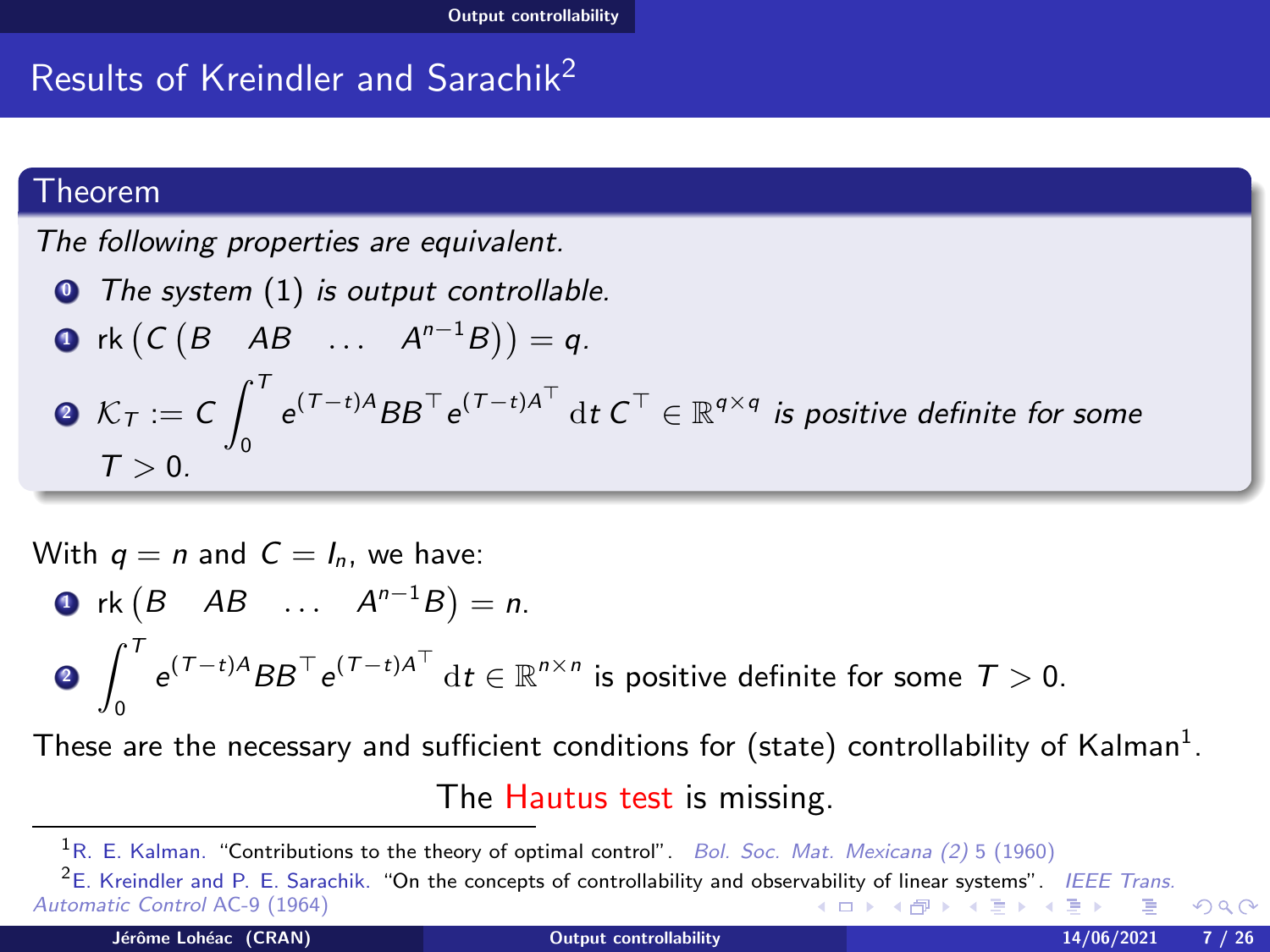# Results of Kreindler and Sarachik[2]

**Theorem**

*The following properties are equivalent.*

0. *The system (1) is output controllable.*
1. $\operatorname{rk}\left(C\begin{pmatrix} B & AB & \dots & A^{n-1}B\end{pmatrix}\right) = q$.
2. $\mathcal{K}_T := C\int_0^T e^{(T-t)A}BB^\top e^{(T-t)A^\top}\,\mathrm{d}t\, C^\top \in \mathbb{R}^{q\times q}$ *is positive definite for some* $T > 0$.

With $q = n$ and $C = I_n$, we have:

1. $\operatorname{rk}\begin{pmatrix} B & AB & \dots & A^{n-1}B\end{pmatrix} = n$.
2. $\displaystyle\int_0^T e^{(T-t)A}BB^\top e^{(T-t)A^\top}\,\mathrm{d}t \in \mathbb{R}^{n\times n}$ is positive definite for some $T > 0$.

These are the necessary and sufficient conditions for (state) controllability of Kalman[1].

The Hautus test is missing.

---

[1] R. E. Kalman. "Contributions to the theory of optimal control". *Bol. Soc. Mat. Mexicana (2)* 5 (1960)

[2] E. Kreindler and P. E. Sarachik. "On the concepts of controllability and observability of linear systems". *IEEE Trans. Automatic Control* AC-9 (1964)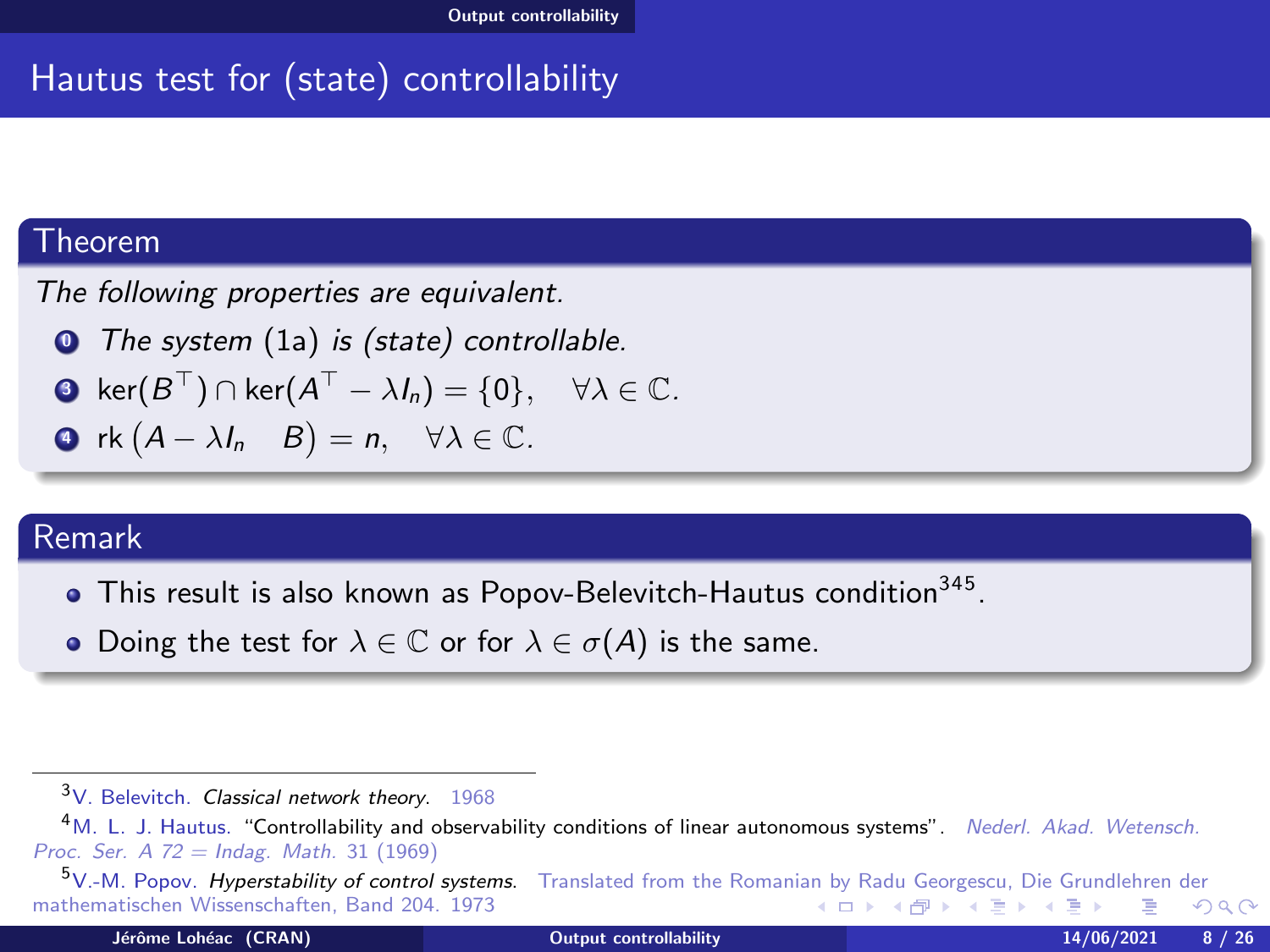## Hautus test for (state) controllability

**Theorem**

*The following properties are equivalent.*

0. *The system (1a) is (state) controllable.*
3. $\ker(B^\top) \cap \ker(A^\top - \lambda I_n) = \{0\}, \quad \forall \lambda \in \mathbb{C}.$
4. $\operatorname{rk}\begin{pmatrix} A - \lambda I_n & B \end{pmatrix} = n, \quad \forall \lambda \in \mathbb{C}.$

**Remark**

- This result is also known as Popov-Belevitch-Hautus condition[3][4][5].
- Doing the test for $\lambda \in \mathbb{C}$ or for $\lambda \in \sigma(A)$ is the same.

---

[3] V. Belevitch. *Classical network theory*. 1968

[4] M. L. J. Hautus. "Controllability and observability conditions of linear autonomous systems". *Nederl. Akad. Wetensch. Proc. Ser. A 72 = Indag. Math.* 31 (1969)

[5] V.-M. Popov. *Hyperstability of control systems*. Translated from the Romanian by Radu Georgescu, Die Grundlehren der mathematischen Wissenschaften, Band 204. 1973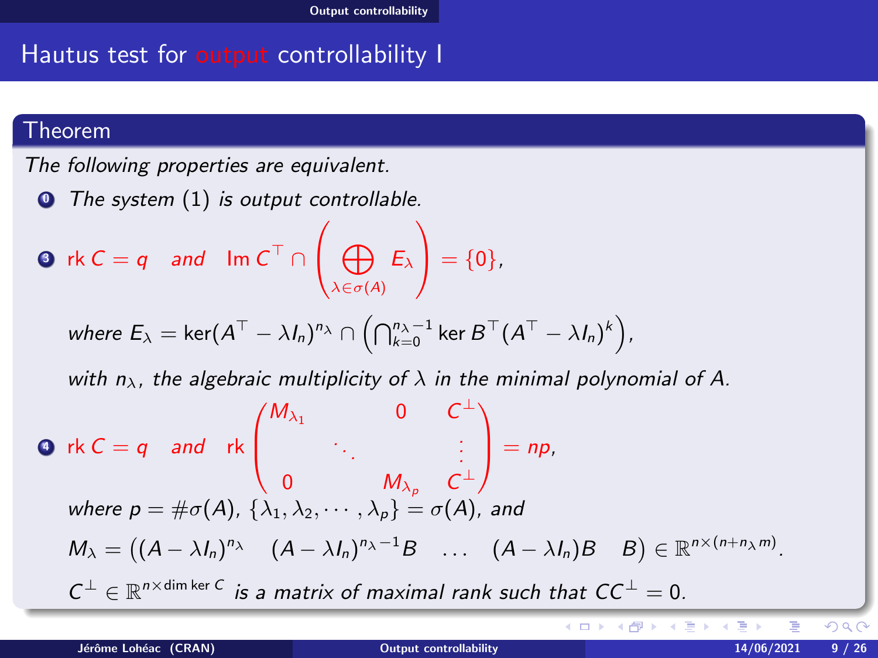## Hautus test for output controllability I

**Theorem**

*The following properties are equivalent.*

0. *The system* (1) *is output controllable.*

3. $\operatorname{rk} C = q$ *and* $\operatorname{Im} C^\top \cap \left( \bigoplus_{\lambda \in \sigma(A)} E_\lambda \right) = \{0\}$,

   *where* $E_\lambda = \ker(A^\top - \lambda I_n)^{n_\lambda} \cap \left( \bigcap_{k=0}^{n_\lambda - 1} \ker B^\top (A^\top - \lambda I_n)^k \right)$,

   *with* $n_\lambda$, *the algebraic multiplicity of* $\lambda$ *in the minimal polynomial of* $A$.

4. $\operatorname{rk} C = q$ *and* $\operatorname{rk} \begin{pmatrix} M_{\lambda_1} & & 0 & C^\perp \\ & \ddots & & \vdots \\ 0 & & M_{\lambda_p} & C^\perp \end{pmatrix} = np$,

   *where* $p = \#\sigma(A)$, $\{\lambda_1, \lambda_2, \cdots, \lambda_p\} = \sigma(A)$, *and*

   $M_\lambda = \begin{pmatrix} (A - \lambda I_n)^{n_\lambda} & (A - \lambda I_n)^{n_\lambda - 1} B & \dots & (A - \lambda I_n) B & B \end{pmatrix} \in \mathbb{R}^{n \times (n + n_\lambda m)}$.

   $C^\perp \in \mathbb{R}^{n \times \dim \ker C}$ *is a matrix of maximal rank such that* $CC^\perp = 0$.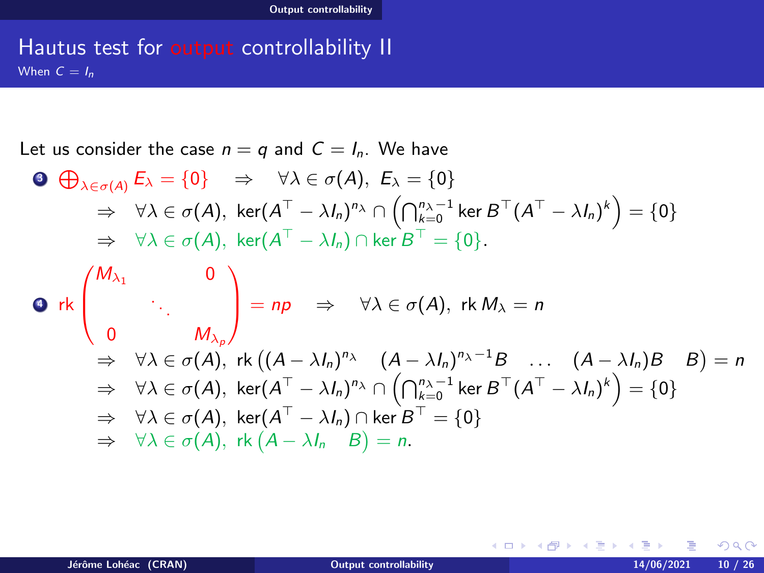# Hautus test for output controllability II

When $C = I_n$

Let us consider the case $n = q$ and $C = I_n$. We have

3. $$\bigoplus_{\lambda \in \sigma(A)} E_\lambda = \{0\} \quad \Rightarrow \quad \forall \lambda \in \sigma(A),\ E_\lambda = \{0\}$$
$$\Rightarrow \quad \forall \lambda \in \sigma(A),\ \ker(A^\top - \lambda I_n)^{n_\lambda} \cap \left( \bigcap_{k=0}^{n_\lambda - 1} \ker B^\top (A^\top - \lambda I_n)^k \right) = \{0\}$$
$$\Rightarrow \quad \forall \lambda \in \sigma(A),\ \ker(A^\top - \lambda I_n) \cap \ker B^\top = \{0\}.$$

4. $$\operatorname{rk} \begin{pmatrix} M_{\lambda_1} & & 0 \\ & \ddots & \\ 0 & & M_{\lambda_p} \end{pmatrix} = np \quad \Rightarrow \quad \forall \lambda \in \sigma(A),\ \operatorname{rk} M_\lambda = n$$
$$\Rightarrow \quad \forall \lambda \in \sigma(A),\ \operatorname{rk} \left( (A - \lambda I_n)^{n_\lambda} \quad (A - \lambda I_n)^{n_\lambda - 1} B \quad \dots \quad (A - \lambda I_n) B \quad B \right) = n$$
$$\Rightarrow \quad \forall \lambda \in \sigma(A),\ \ker(A^\top - \lambda I_n)^{n_\lambda} \cap \left( \bigcap_{k=0}^{n_\lambda - 1} \ker B^\top (A^\top - \lambda I_n)^k \right) = \{0\}$$
$$\Rightarrow \quad \forall \lambda \in \sigma(A),\ \ker(A^\top - \lambda I_n) \cap \ker B^\top = \{0\}$$
$$\Rightarrow \quad \forall \lambda \in \sigma(A),\ \operatorname{rk} \left( A - \lambda I_n \quad B \right) = n.$$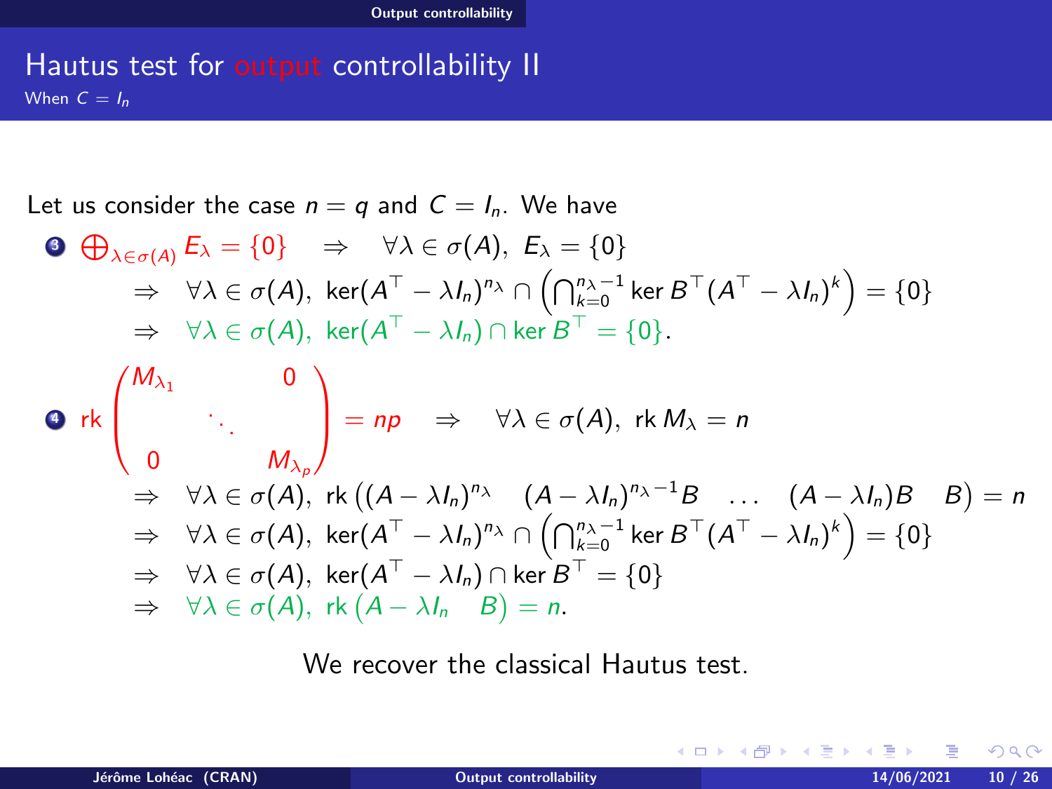# Hautus test for output controllability II

When $C = I_n$

Let us consider the case $n = q$ and $C = I_n$. We have

3. $\bigoplus_{\lambda \in \sigma(A)} E_\lambda = \{0\} \quad \Rightarrow \quad \forall \lambda \in \sigma(A),\ E_\lambda = \{0\}$

$$\Rightarrow \quad \forall \lambda \in \sigma(A),\ \ker(A^\top - \lambda I_n)^{n_\lambda} \cap \left( \bigcap_{k=0}^{n_\lambda - 1} \ker B^\top (A^\top - \lambda I_n)^k \right) = \{0\}$$

$$\Rightarrow \quad \forall \lambda \in \sigma(A),\ \ker(A^\top - \lambda I_n) \cap \ker B^\top = \{0\}.$$

4. $\operatorname{rk} \begin{pmatrix} M_{\lambda_1} & & 0 \\ & \ddots & \\ 0 & & M_{\lambda_p} \end{pmatrix} = np \quad \Rightarrow \quad \forall \lambda \in \sigma(A),\ \operatorname{rk} M_\lambda = n$

$$\Rightarrow \quad \forall \lambda \in \sigma(A),\ \operatorname{rk} \begin{pmatrix} (A - \lambda I_n)^{n_\lambda} & (A - \lambda I_n)^{n_\lambda - 1} B & \dots & (A - \lambda I_n) B & B \end{pmatrix} = n$$

$$\Rightarrow \quad \forall \lambda \in \sigma(A),\ \ker(A^\top - \lambda I_n)^{n_\lambda} \cap \left( \bigcap_{k=0}^{n_\lambda - 1} \ker B^\top (A^\top - \lambda I_n)^k \right) = \{0\}$$

$$\Rightarrow \quad \forall \lambda \in \sigma(A),\ \ker(A^\top - \lambda I_n) \cap \ker B^\top = \{0\}$$

$$\Rightarrow \quad \forall \lambda \in \sigma(A),\ \operatorname{rk} \begin{pmatrix} A - \lambda I_n & B \end{pmatrix} = n.$$

We recover the classical Hautus test.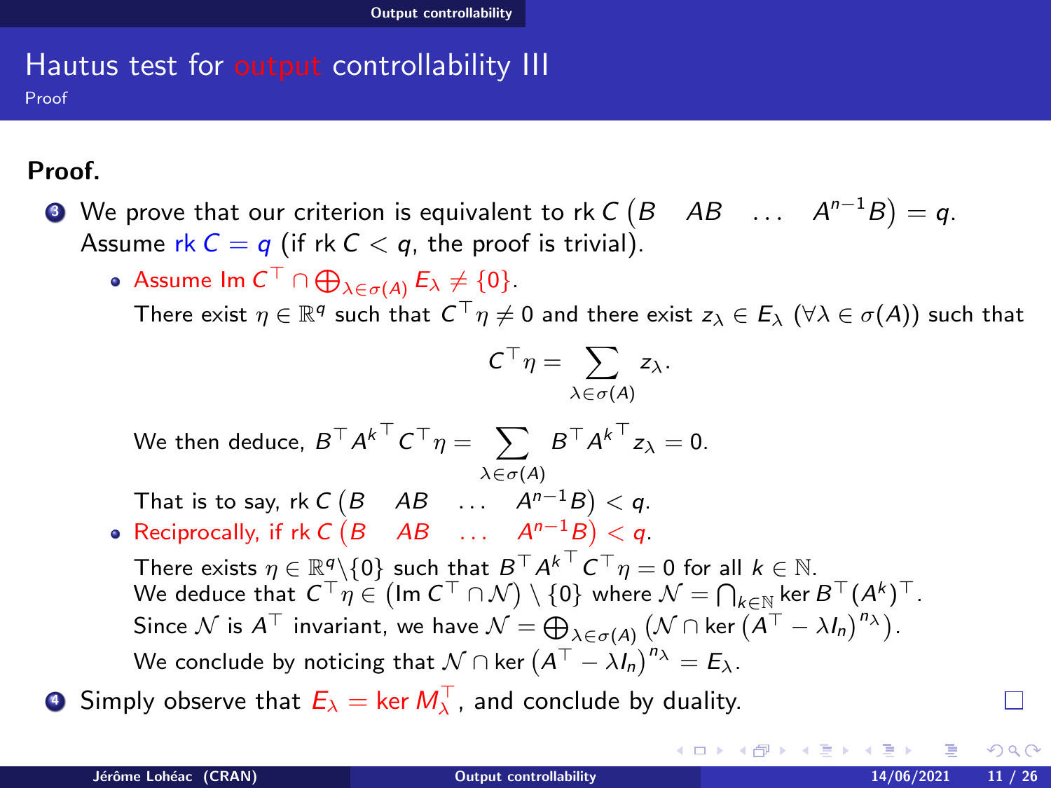## Hautus test for output controllability III

Proof

**Proof.**

3. We prove that our criterion is equivalent to $\operatorname{rk} C \begin{pmatrix} B & AB & \dots & A^{n-1}B \end{pmatrix} = q$. Assume $\operatorname{rk} C = q$ (if $\operatorname{rk} C < q$, the proof is trivial).
   - Assume $\operatorname{Im} C^\top \cap \bigoplus_{\lambda \in \sigma(A)} E_\lambda \neq \{0\}$.
     There exist $\eta \in \mathbb{R}^q$ such that $C^\top \eta \neq 0$ and there exist $z_\lambda \in E_\lambda$ $(\forall \lambda \in \sigma(A))$ such that
     $$C^\top \eta = \sum_{\lambda \in \sigma(A)} z_\lambda.$$
     We then deduce, $B^\top {A^k}^\top C^\top \eta = \sum_{\lambda \in \sigma(A)} B^\top {A^k}^\top z_\lambda = 0$.
     That is to say, $\operatorname{rk} C \begin{pmatrix} B & AB & \dots & A^{n-1}B \end{pmatrix} < q$.
   - Reciprocally, if $\operatorname{rk} C \begin{pmatrix} B & AB & \dots & A^{n-1}B \end{pmatrix} < q$.
     There exists $\eta \in \mathbb{R}^q \setminus \{0\}$ such that $B^\top {A^k}^\top C^\top \eta = 0$ for all $k \in \mathbb{N}$.
     We deduce that $C^\top \eta \in \left(\operatorname{Im} C^\top \cap \mathcal{N}\right) \setminus \{0\}$ where $\mathcal{N} = \bigcap_{k \in \mathbb{N}} \ker B^\top (A^k)^\top$.
     Since $\mathcal{N}$ is $A^\top$ invariant, we have $\mathcal{N} = \bigoplus_{\lambda \in \sigma(A)} \left(\mathcal{N} \cap \ker \left(A^\top - \lambda I_n\right)^{n_\lambda}\right)$.
     We conclude by noticing that $\mathcal{N} \cap \ker \left(A^\top - \lambda I_n\right)^{n_\lambda} = E_\lambda$.
4. Simply observe that $E_\lambda = \ker M_\lambda^\top$, and conclude by duality. □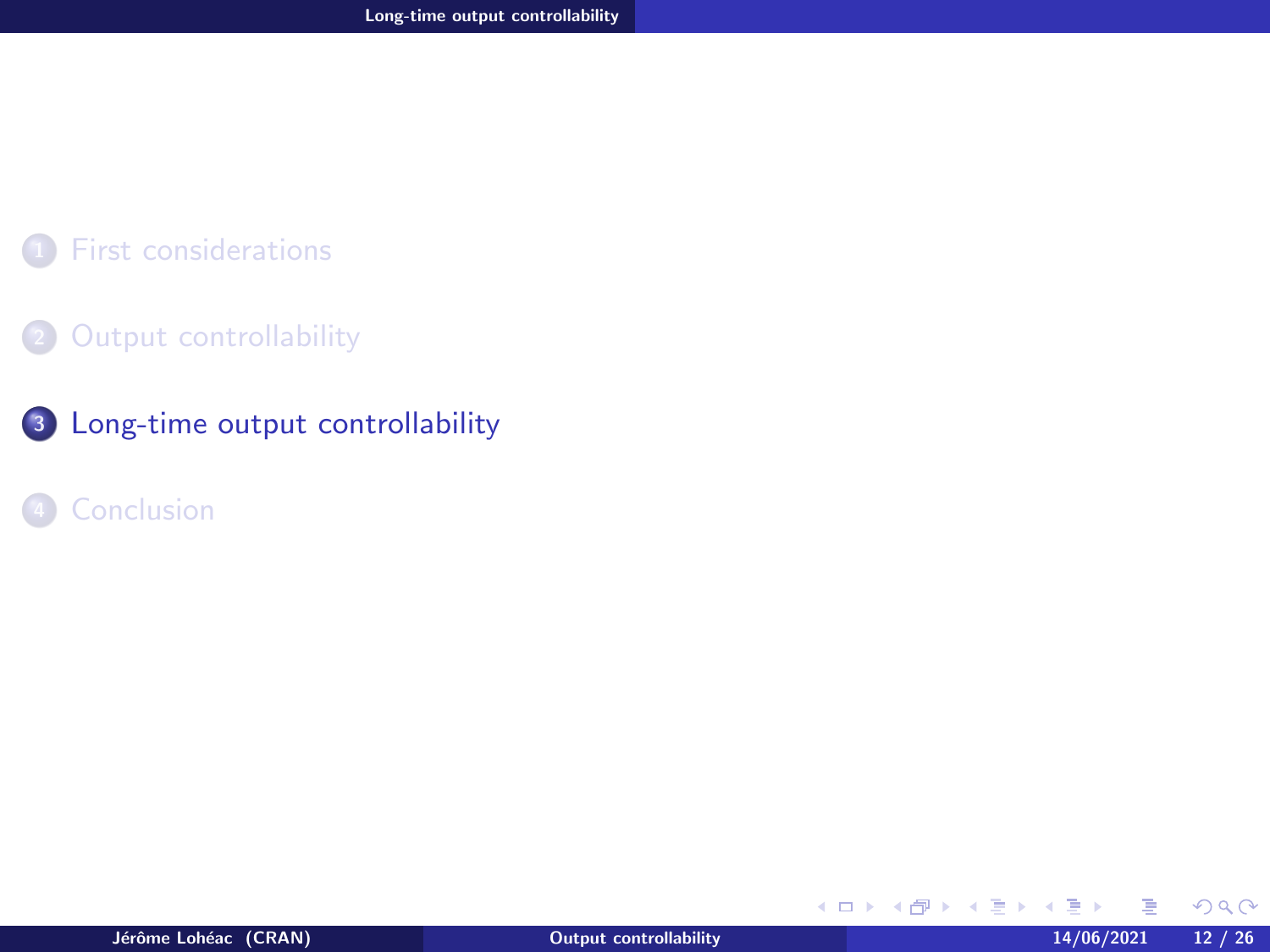1. First considerations
2. Output controllability
3. Long-time output controllability
4. Conclusion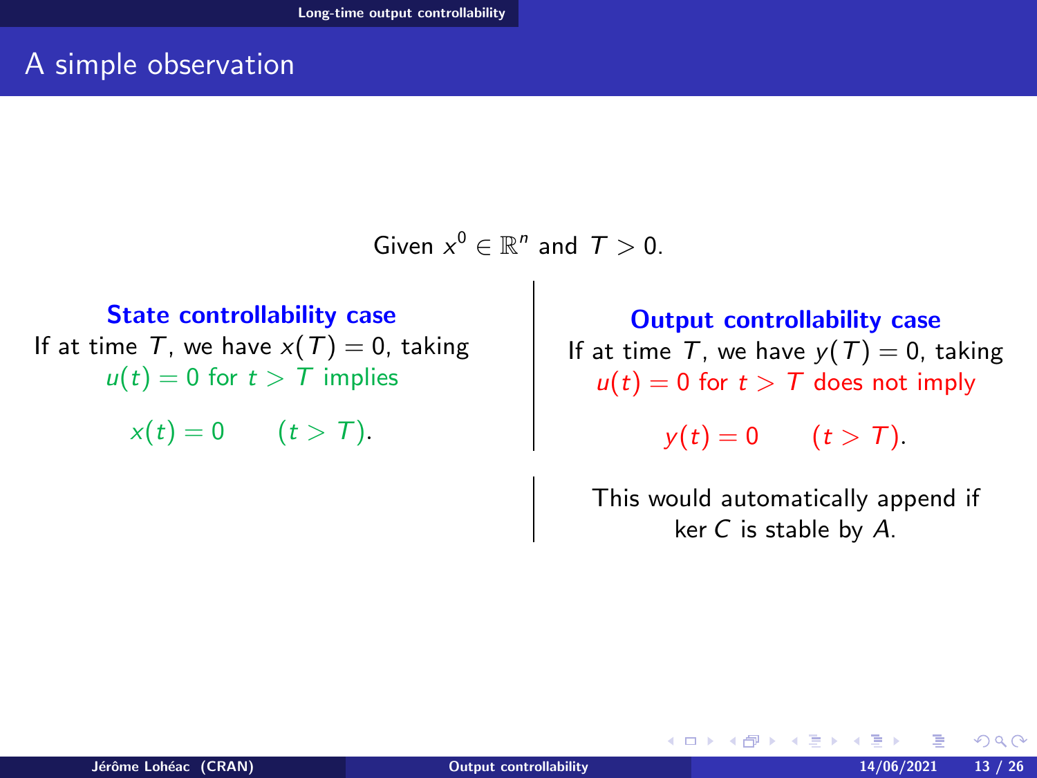## A simple observation

Given $x^0 \in \mathbb{R}^n$ and $T > 0$.

### State controllability case

If at time $T$, we have $x(T) = 0$, taking $u(t) = 0$ for $t > T$ implies

$$x(t) = 0 \qquad (t > T).$$

### Output controllability case

If at time $T$, we have $y(T) = 0$, taking $u(t) = 0$ for $t > T$ does not imply

$$y(t) = 0 \qquad (t > T).$$

This would automatically append if $\ker C$ is stable by $A$.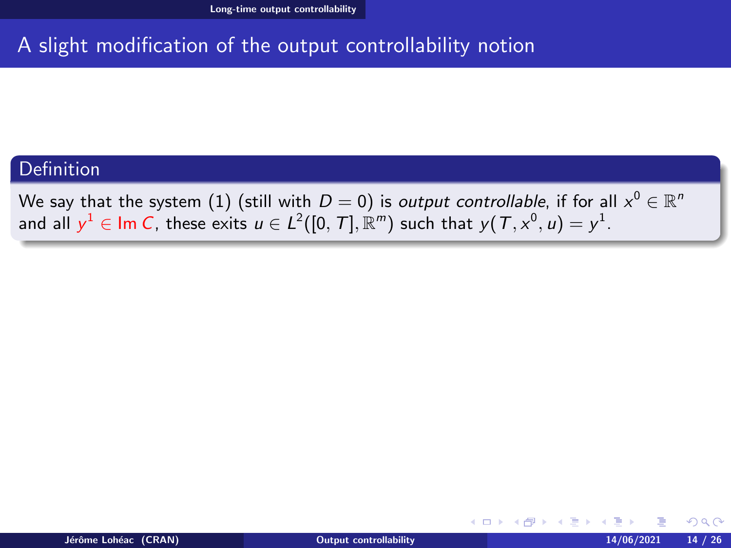# A slight modification of the output controllability notion

**Definition**

We say that the system (1) (still with $D = 0$) is *output controllable*, if for all $x^0 \in \mathbb{R}^n$ and all $y^1 \in \operatorname{Im} C$, these exits $u \in L^2([0, T], \mathbb{R}^m)$ such that $y(T, x^0, u) = y^1$.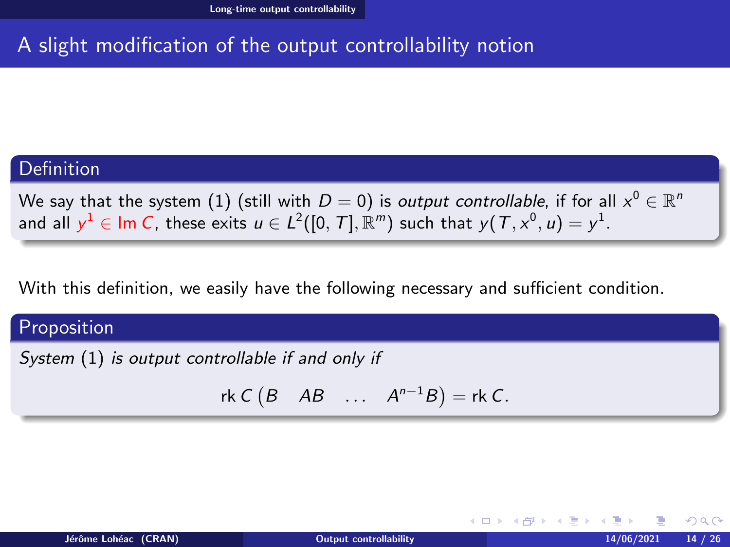# A slight modification of the output controllability notion

**Definition**

We say that the system (1) (still with $D = 0$) is *output controllable*, if for all $x^0 \in \mathbb{R}^n$ and all $y^1 \in \operatorname{Im} C$, these exits $u \in L^2([0, T], \mathbb{R}^m)$ such that $y(T, x^0, u) = y^1$.

With this definition, we easily have the following necessary and sufficient condition.

**Proposition**

*System* (1) *is output controllable if and only if*

$$\operatorname{rk} C \begin{pmatrix} B & AB & \dots & A^{n-1}B \end{pmatrix} = \operatorname{rk} C.$$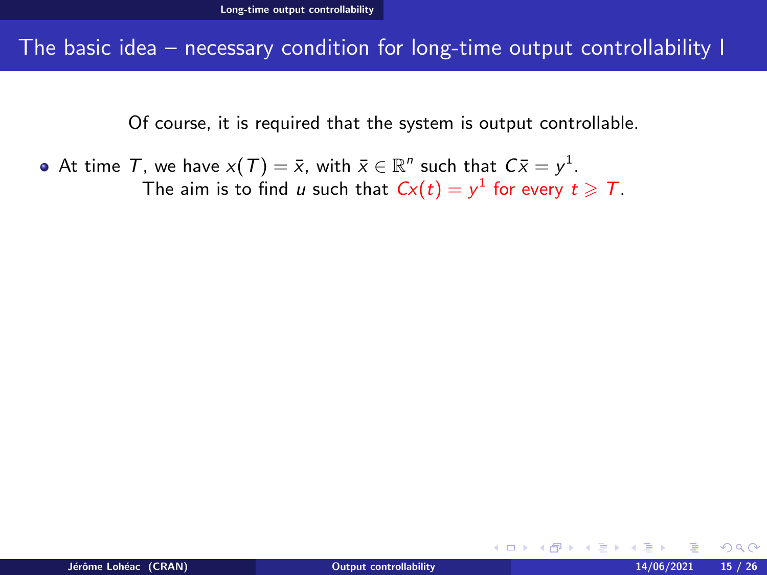## The basic idea – necessary condition for long-time output controllability I

Of course, it is required that the system is output controllable.

- At time $T$, we have $x(T) = \bar{x}$, with $\bar{x} \in \mathbb{R}^n$ such that $C\bar{x} = y^1$.
  The aim is to find $u$ such that $Cx(t) = y^1$ for every $t \geqslant T$.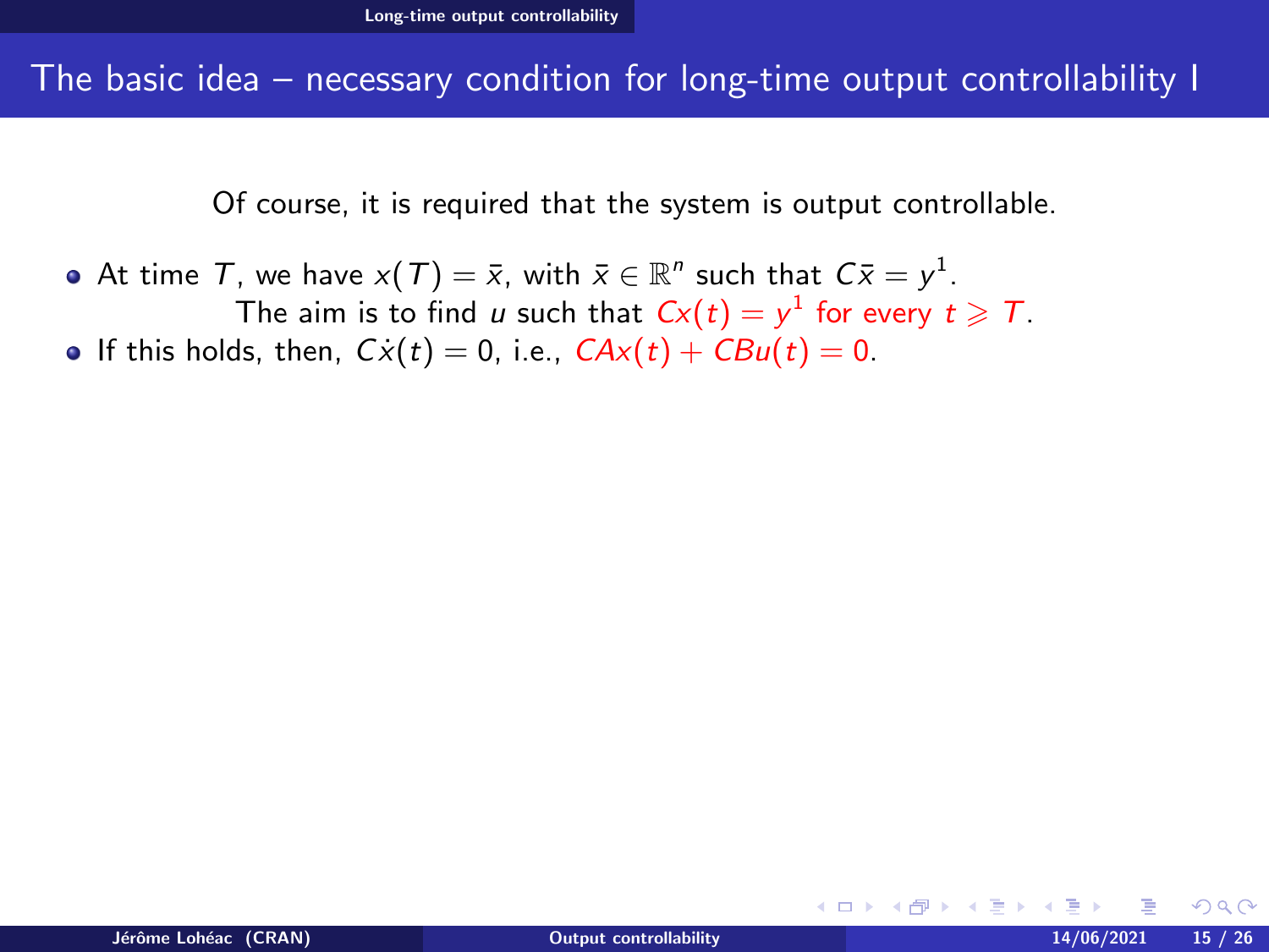## The basic idea – necessary condition for long-time output controllability I

Of course, it is required that the system is output controllable.

- At time $T$, we have $x(T) = \bar{x}$, with $\bar{x} \in \mathbb{R}^n$ such that $C\bar{x} = y^1$.

  The aim is to find $u$ such that $Cx(t) = y^1$ for every $t \geqslant T$.
- If this holds, then, $C\dot{x}(t) = 0$, i.e., $CAx(t) + CBu(t) = 0$.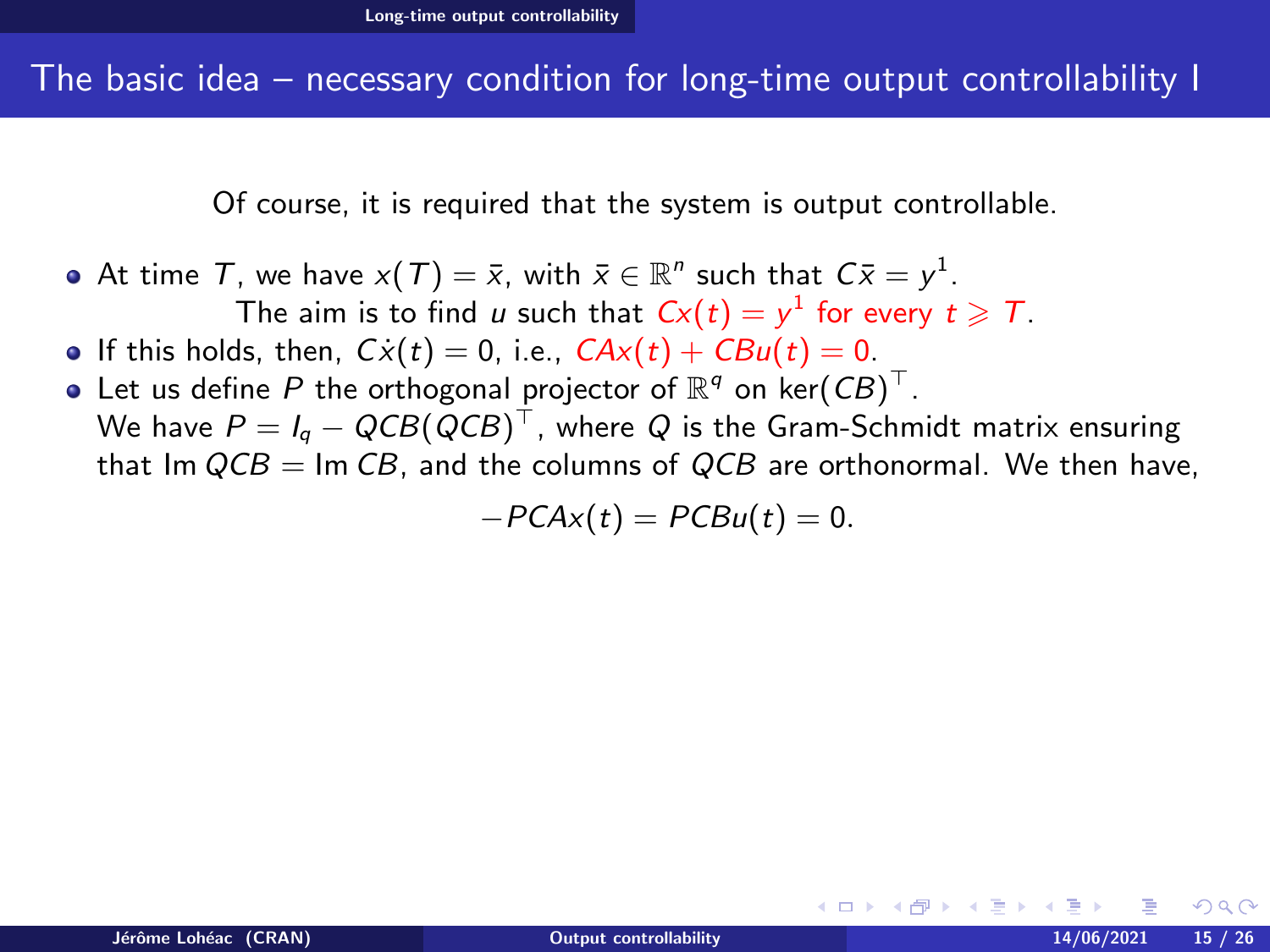# The basic idea – necessary condition for long-time output controllability I

Of course, it is required that the system is output controllable.

- At time $T$, we have $x(T) = \bar{x}$, with $\bar{x} \in \mathbb{R}^n$ such that $C\bar{x} = y^1$.

  The aim is to find $u$ such that $Cx(t) = y^1$ for every $t \geqslant T$.
- If this holds, then, $C\dot{x}(t) = 0$, i.e., $CAx(t) + CBu(t) = 0$.
- Let us define $P$ the orthogonal projector of $\mathbb{R}^q$ on $\ker(CB)^\top$.

  We have $P = I_q - QCB(QCB)^\top$, where $Q$ is the Gram-Schmidt matrix ensuring that $\operatorname{Im} QCB = \operatorname{Im} CB$, and the columns of $QCB$ are orthonormal. We then have,

$$-PCAx(t) = PCBu(t) = 0.$$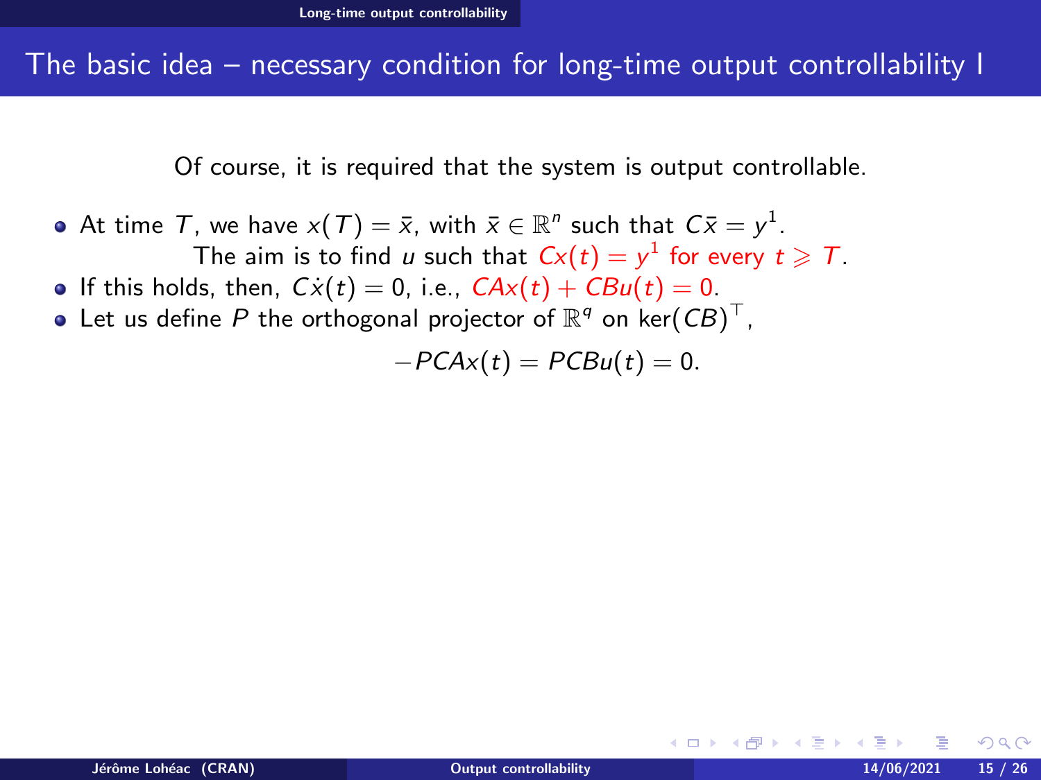# The basic idea – necessary condition for long-time output controllability I

Of course, it is required that the system is output controllable.

- At time $T$, we have $x(T) = \bar{x}$, with $\bar{x} \in \mathbb{R}^n$ such that $C\bar{x} = y^1$.

  The aim is to find $u$ such that $Cx(t) = y^1$ for every $t \geqslant T$.
- If this holds, then, $C\dot{x}(t) = 0$, i.e., $CAx(t) + CBu(t) = 0$.
- Let us define $P$ the orthogonal projector of $\mathbb{R}^q$ on $\ker(CB)^\top$,

$$-PCAx(t) = PCBu(t) = 0.$$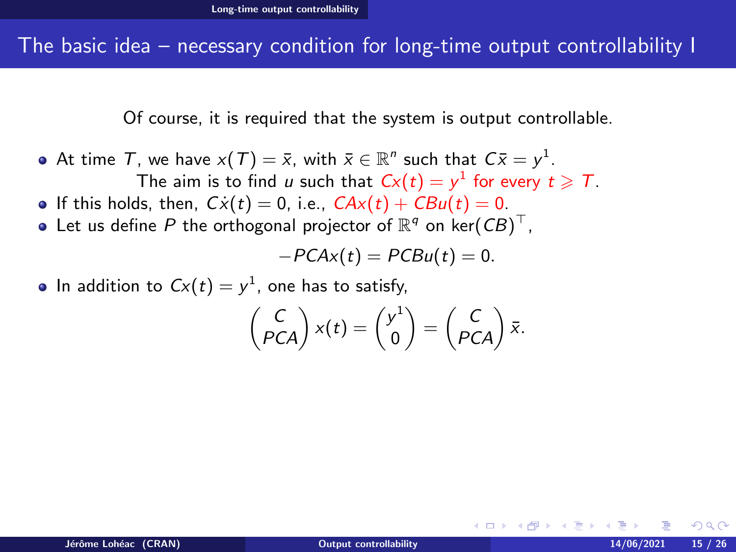## The basic idea – necessary condition for long-time output controllability I

Of course, it is required that the system is output controllable.

- At time $T$, we have $x(T) = \bar{x}$, with $\bar{x} \in \mathbb{R}^n$ such that $C\bar{x} = y^1$.

  The aim is to find $u$ such that $Cx(t) = y^1$ for every $t \geqslant T$.
- If this holds, then, $C\dot{x}(t) = 0$, i.e., $CAx(t) + CBu(t) = 0$.
- Let us define $P$ the orthogonal projector of $\mathbb{R}^q$ on $\ker(CB)^\top$,

$$-PCAx(t) = PCBu(t) = 0.$$

- In addition to $Cx(t) = y^1$, one has to satisfy,

$$\begin{pmatrix} C \\ PCA \end{pmatrix} x(t) = \begin{pmatrix} y^1 \\ 0 \end{pmatrix} = \begin{pmatrix} C \\ PCA \end{pmatrix} \bar{x}.$$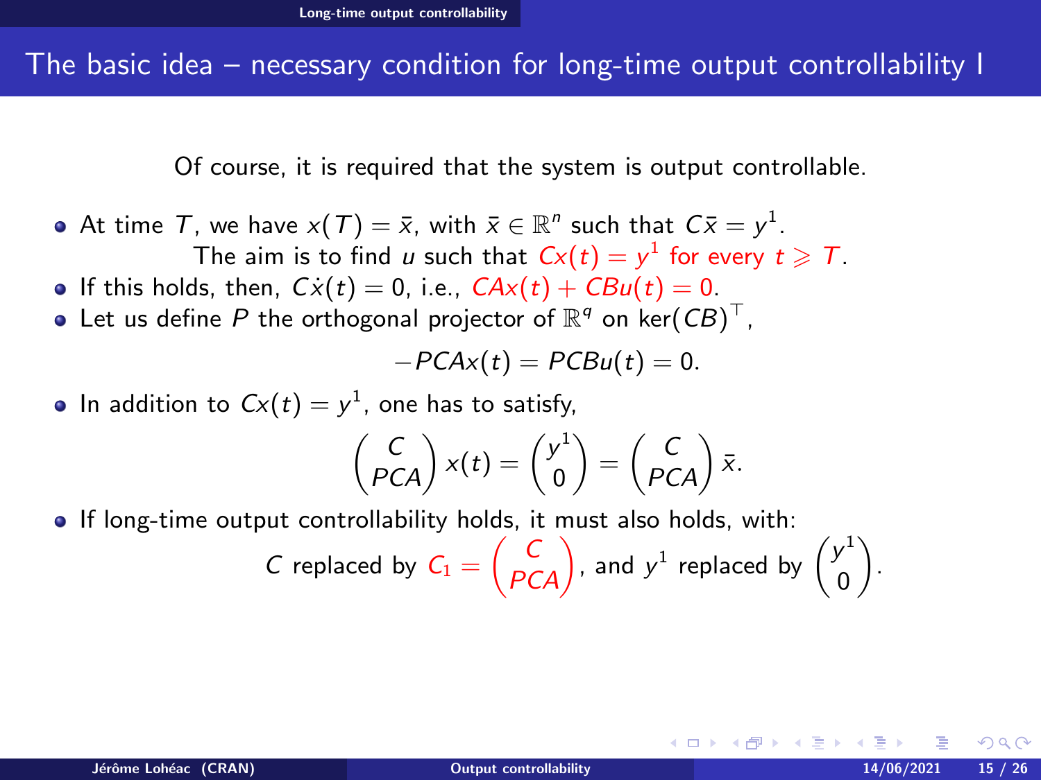# The basic idea – necessary condition for long-time output controllability I

Of course, it is required that the system is output controllable.

- At time $T$, we have $x(T) = \bar{x}$, with $\bar{x} \in \mathbb{R}^n$ such that $C\bar{x} = y^1$.

  The aim is to find $u$ such that $Cx(t) = y^1$ for every $t \geqslant T$.
- If this holds, then, $C\dot{x}(t) = 0$, i.e., $CAx(t) + CBu(t) = 0$.
- Let us define $P$ the orthogonal projector of $\mathbb{R}^q$ on $\ker(CB)^\top$,

$$-PCAx(t) = PCBu(t) = 0.$$

- In addition to $Cx(t) = y^1$, one has to satisfy,

$$\begin{pmatrix} C \\ PCA \end{pmatrix} x(t) = \begin{pmatrix} y^1 \\ 0 \end{pmatrix} = \begin{pmatrix} C \\ PCA \end{pmatrix} \bar{x}.$$

- If long-time output controllability holds, it must also holds, with:

$$C \text{ replaced by } C_1 = \begin{pmatrix} C \\ PCA \end{pmatrix}, \text{ and } y^1 \text{ replaced by } \begin{pmatrix} y^1 \\ 0 \end{pmatrix}.$$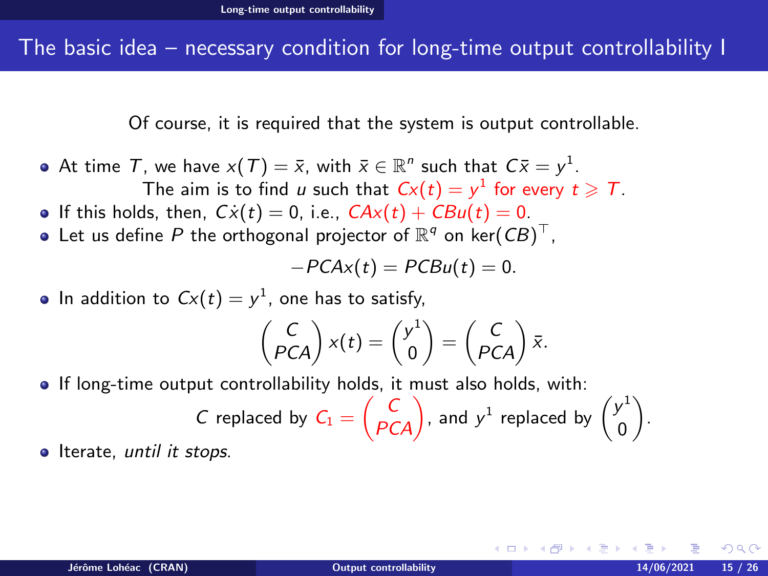## The basic idea – necessary condition for long-time output controllability I

Of course, it is required that the system is output controllable.

- At time $T$, we have $x(T) = \bar{x}$, with $\bar{x} \in \mathbb{R}^n$ such that $C\bar{x} = y^1$.

  The aim is to find $u$ such that $Cx(t) = y^1$ for every $t \geqslant T$.
- If this holds, then, $C\dot{x}(t) = 0$, i.e., $CAx(t) + CBu(t) = 0$.
- Let us define $P$ the orthogonal projector of $\mathbb{R}^q$ on $\ker(CB)^\top$,

$$-PCAx(t) = PCBu(t) = 0.$$

- In addition to $Cx(t) = y^1$, one has to satisfy,

$$\begin{pmatrix} C \\ PCA \end{pmatrix} x(t) = \begin{pmatrix} y^1 \\ 0 \end{pmatrix} = \begin{pmatrix} C \\ PCA \end{pmatrix} \bar{x}.$$

- If long-time output controllability holds, it must also holds, with:

$$C \text{ replaced by } C_1 = \begin{pmatrix} C \\ PCA \end{pmatrix}, \text{ and } y^1 \text{ replaced by } \begin{pmatrix} y^1 \\ 0 \end{pmatrix}.$$

- Iterate, *until it stops*.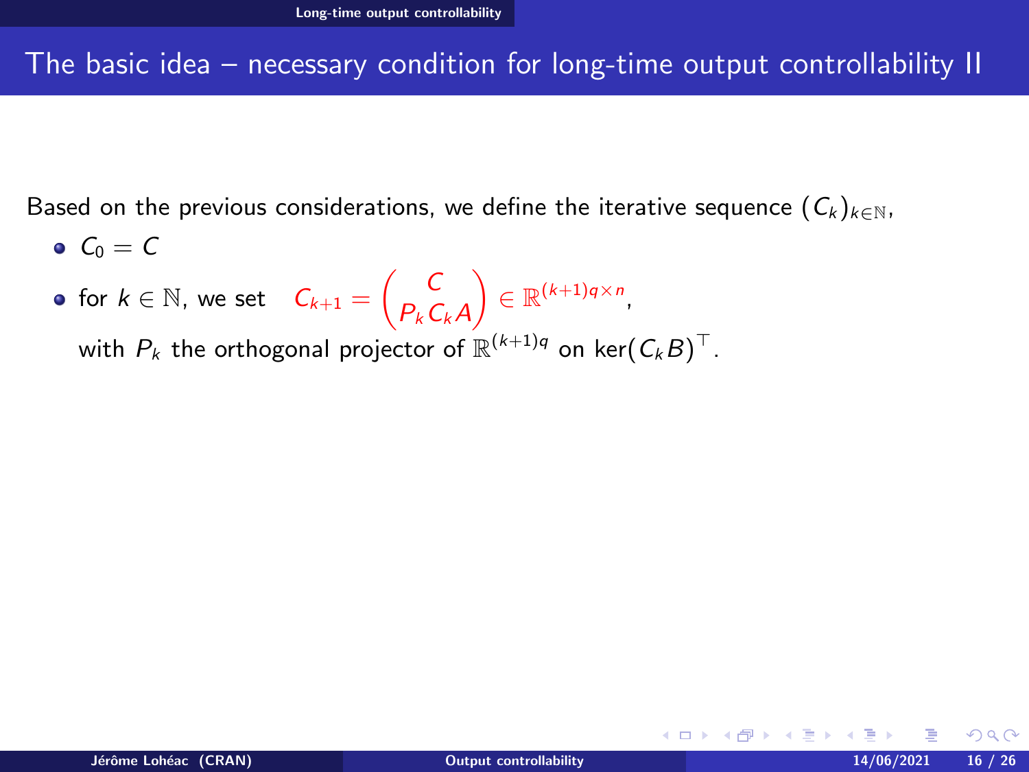# The basic idea – necessary condition for long-time output controllability II

Based on the previous considerations, we define the iterative sequence $(C_k)_{k\in\mathbb{N}}$,

- $C_0 = C$
- for $k \in \mathbb{N}$, we set $C_{k+1} = \begin{pmatrix} C \\ P_k C_k A \end{pmatrix} \in \mathbb{R}^{(k+1)q\times n}$,

  with $P_k$ the orthogonal projector of $\mathbb{R}^{(k+1)q}$ on $\ker(C_k B)^\top$.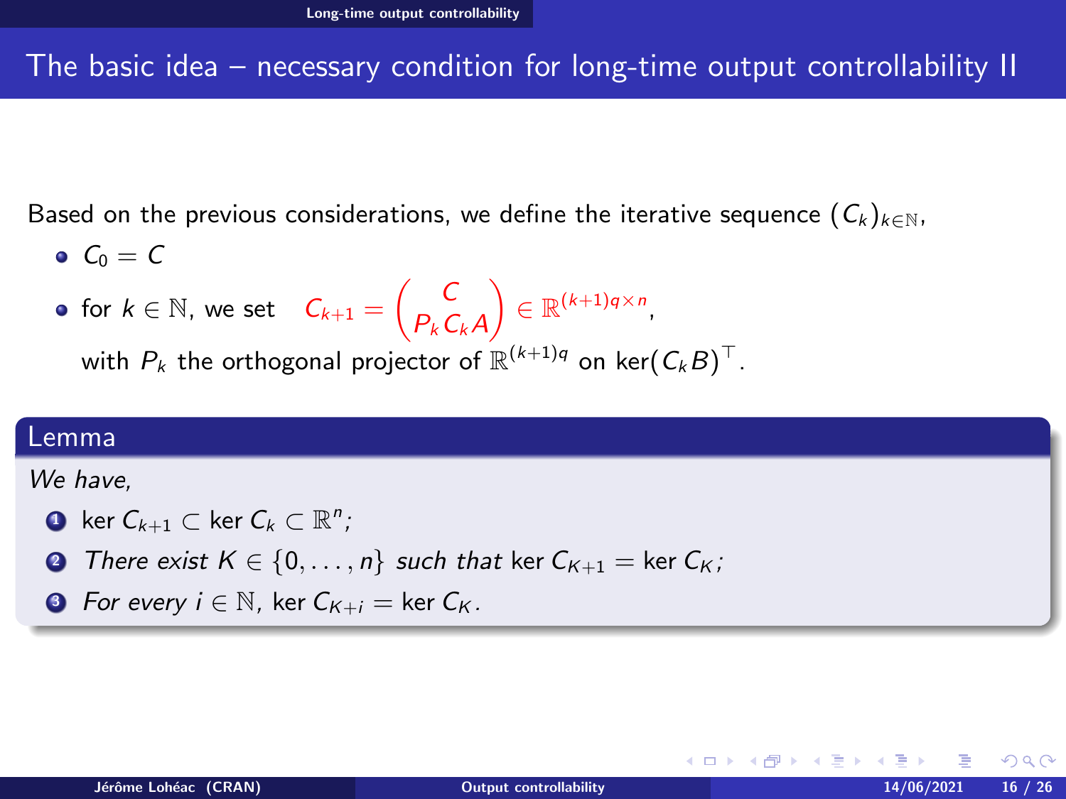# The basic idea – necessary condition for long-time output controllability II

Based on the previous considerations, we define the iterative sequence $(C_k)_{k\in\mathbb{N}}$,

- $C_0 = C$
- for $k \in \mathbb{N}$, we set $C_{k+1} = \begin{pmatrix} C \\ P_k C_k A \end{pmatrix} \in \mathbb{R}^{(k+1)q\times n}$,

  with $P_k$ the orthogonal projector of $\mathbb{R}^{(k+1)q}$ on $\ker(C_k B)^\top$.

**Lemma**

*We have,*

1. $\ker C_{k+1} \subset \ker C_k \subset \mathbb{R}^n$;
2. *There exist* $K \in \{0, \dots, n\}$ *such that* $\ker C_{K+1} = \ker C_K$;
3. *For every* $i \in \mathbb{N}$, $\ker C_{K+i} = \ker C_K$.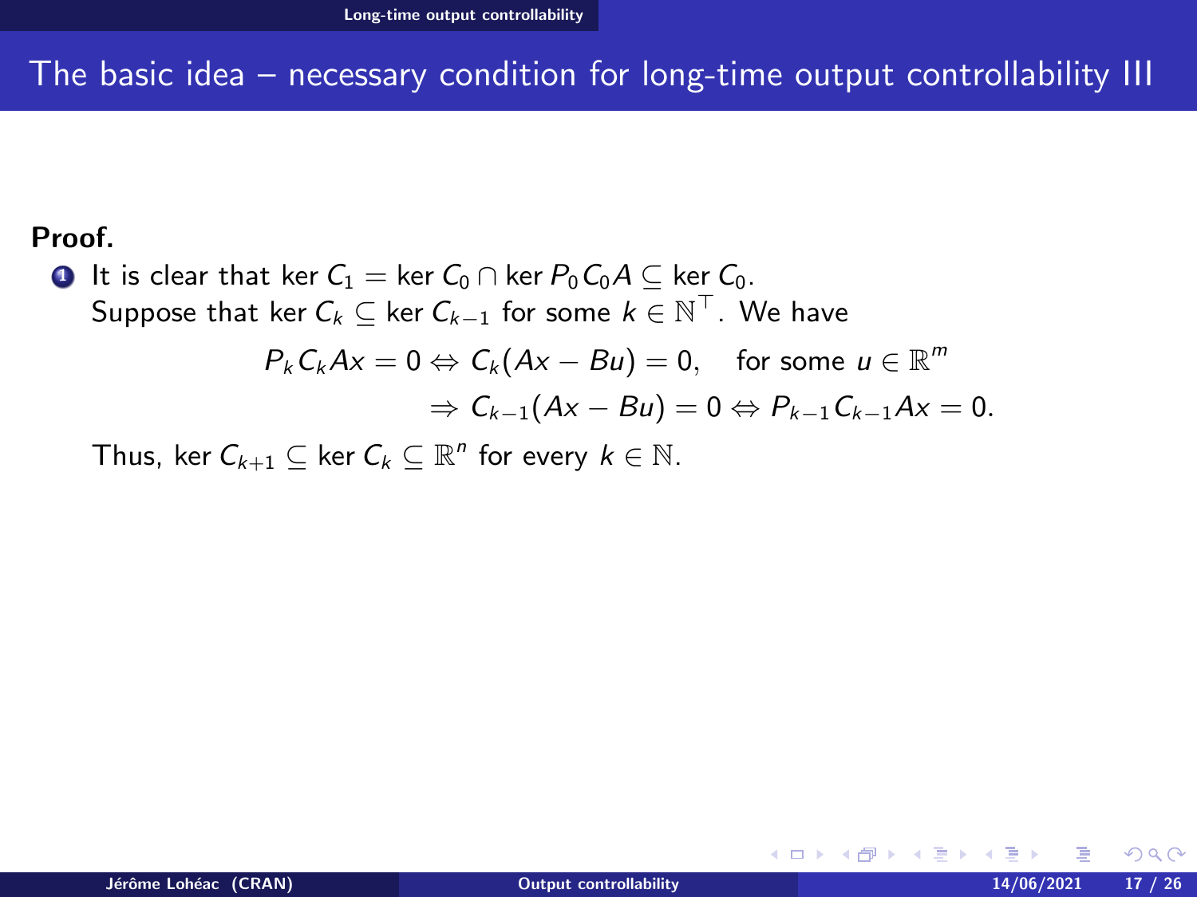## The basic idea – necessary condition for long-time output controllability III

**Proof.**

1. It is clear that $\ker C_1 = \ker C_0 \cap \ker P_0 C_0 A \subseteq \ker C_0$.
   Suppose that $\ker C_k \subseteq \ker C_{k-1}$ for some $k \in \mathbb{N}^\top$. We have

$$
\begin{aligned}
P_k C_k A x = 0 \Leftrightarrow C_k(Ax - Bu) = 0, \quad \text{for some } u \in \mathbb{R}^m \\
\Rightarrow C_{k-1}(Ax - Bu) = 0 \Leftrightarrow P_{k-1} C_{k-1} A x = 0.
\end{aligned}
$$

   Thus, $\ker C_{k+1} \subseteq \ker C_k \subseteq \mathbb{R}^n$ for every $k \in \mathbb{N}$.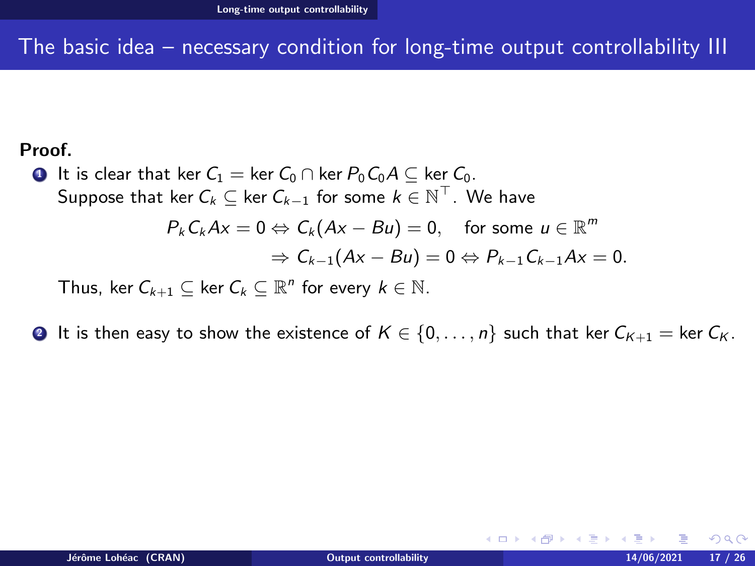## The basic idea – necessary condition for long-time output controllability III

**Proof.**

1. It is clear that $\ker C_1 = \ker C_0 \cap \ker P_0 C_0 A \subseteq \ker C_0$.
   Suppose that $\ker C_k \subseteq \ker C_{k-1}$ for some $k \in \mathbb{N}^\top$. We have

   $$P_k C_k A x = 0 \Leftrightarrow C_k(Ax - Bu) = 0, \quad \text{for some } u \in \mathbb{R}^m$$
   $$\Rightarrow C_{k-1}(Ax - Bu) = 0 \Leftrightarrow P_{k-1} C_{k-1} A x = 0.$$

   Thus, $\ker C_{k+1} \subseteq \ker C_k \subseteq \mathbb{R}^n$ for every $k \in \mathbb{N}$.

2. It is then easy to show the existence of $K \in \{0, \dots, n\}$ such that $\ker C_{K+1} = \ker C_K$.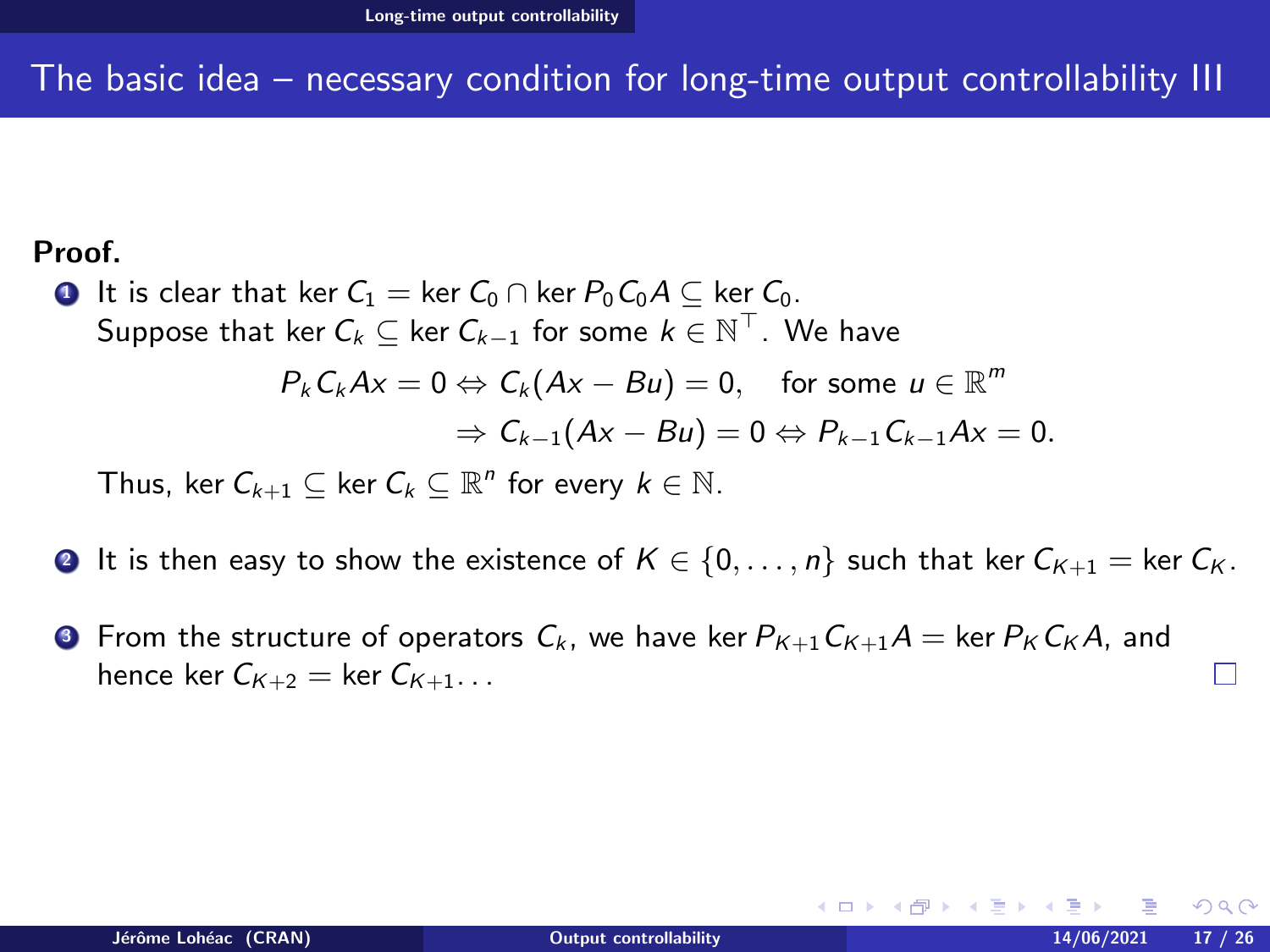## The basic idea – necessary condition for long-time output controllability III

**Proof.**

1. It is clear that $\ker C_1 = \ker C_0 \cap \ker P_0 C_0 A \subseteq \ker C_0$.
   Suppose that $\ker C_k \subseteq \ker C_{k-1}$ for some $k \in \mathbb{N}^\top$. We have

   $$P_k C_k A x = 0 \Leftrightarrow C_k(Ax - Bu) = 0, \quad \text{for some } u \in \mathbb{R}^m$$
   $$\Rightarrow C_{k-1}(Ax - Bu) = 0 \Leftrightarrow P_{k-1} C_{k-1} A x = 0.$$

   Thus, $\ker C_{k+1} \subseteq \ker C_k \subseteq \mathbb{R}^n$ for every $k \in \mathbb{N}$.

2. It is then easy to show the existence of $K \in \{0, \dots, n\}$ such that $\ker C_{K+1} = \ker C_K$.

3. From the structure of operators $C_k$, we have $\ker P_{K+1} C_{K+1} A = \ker P_K C_K A$, and hence $\ker C_{K+2} = \ker C_{K+1} \dots$ □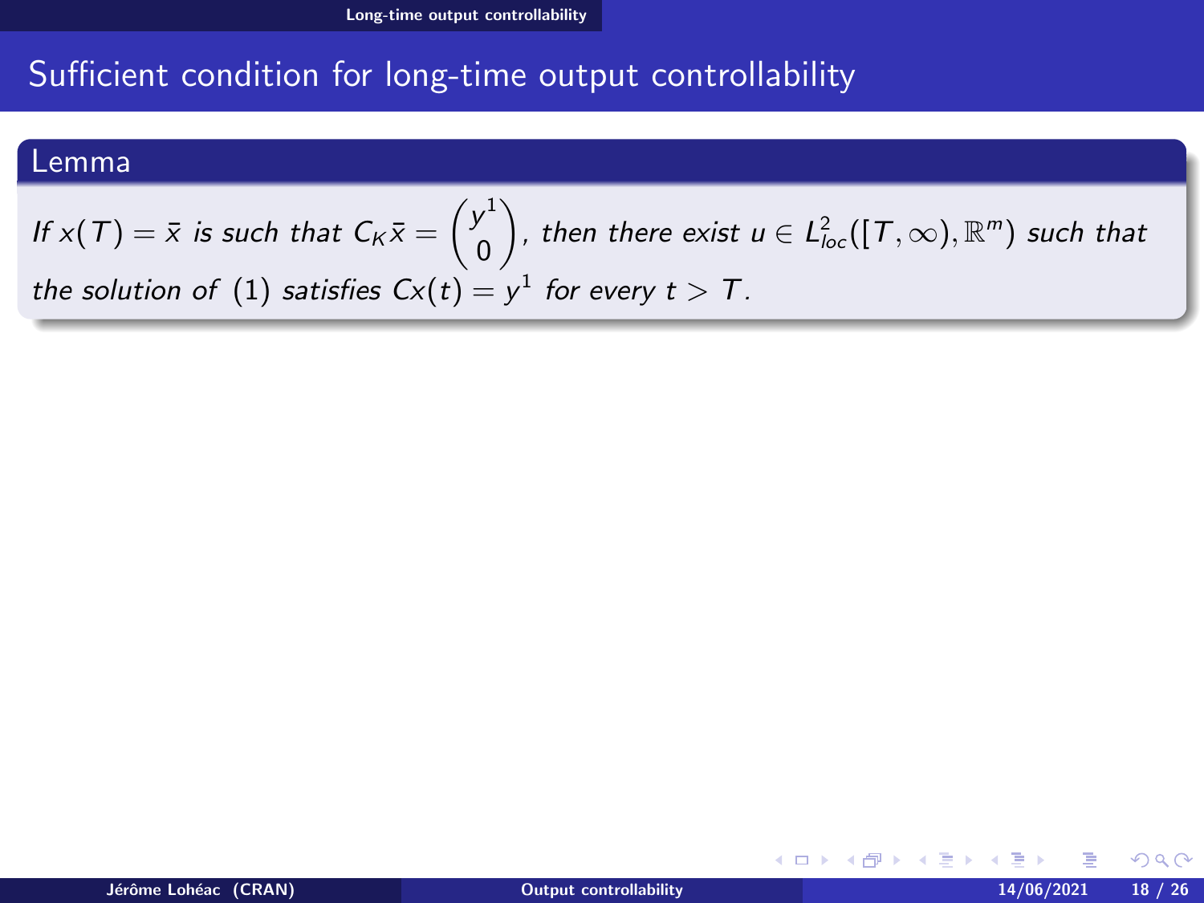# Sufficient condition for long-time output controllability

**Lemma**

*If $x(T) = \bar{x}$ is such that $C_K \bar{x} = \begin{pmatrix} y^1 \\ 0 \end{pmatrix}$, then there exist $u \in L^2_{loc}([T, \infty), \mathbb{R}^m)$ such that the solution of (1) satisfies $Cx(t) = y^1$ for every $t > T$.*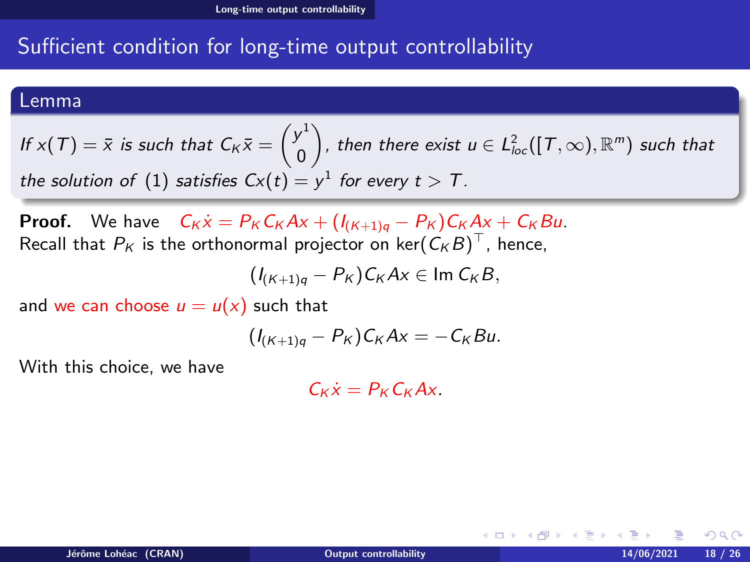## Sufficient condition for long-time output controllability

**Lemma**

*If $x(T) = \bar{x}$ is such that $C_K \bar{x} = \begin{pmatrix} y^1 \\ 0 \end{pmatrix}$, then there exist $u \in L^2_{loc}([T, \infty), \mathbb{R}^m)$ such that the solution of (1) satisfies $Cx(t) = y^1$ for every $t > T$.*

**Proof.** We have $C_K \dot{x} = P_K C_K A x + (I_{(K+1)q} - P_K) C_K A x + C_K B u$.
Recall that $P_K$ is the orthonormal projector on $\ker(C_K B)^\top$, hence,

$$(I_{(K+1)q} - P_K) C_K A x \in \operatorname{Im} C_K B,$$

and we can choose $u = u(x)$ such that

$$(I_{(K+1)q} - P_K) C_K A x = -C_K B u.$$

With this choice, we have

$$C_K \dot{x} = P_K C_K A x.$$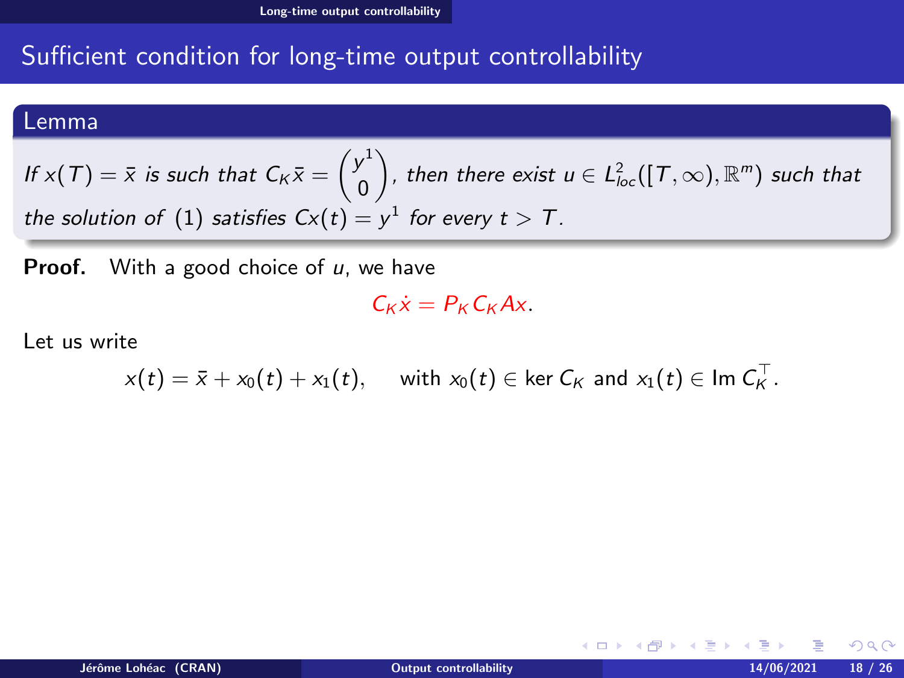## Sufficient condition for long-time output controllability

### Lemma

*If $x(T) = \bar{x}$ is such that $C_K \bar{x} = \begin{pmatrix} y^1 \\ 0 \end{pmatrix}$, then there exist $u \in L^2_{loc}([T, \infty), \mathbb{R}^m)$ such that the solution of (1) satisfies $Cx(t) = y^1$ for every $t > T$.*

**Proof.** With a good choice of $u$, we have

$$C_K \dot{x} = P_K C_K A x.$$

Let us write

$$x(t) = \bar{x} + x_0(t) + x_1(t), \quad \text{with } x_0(t) \in \ker C_K \text{ and } x_1(t) \in \operatorname{Im} C_K^\top.$$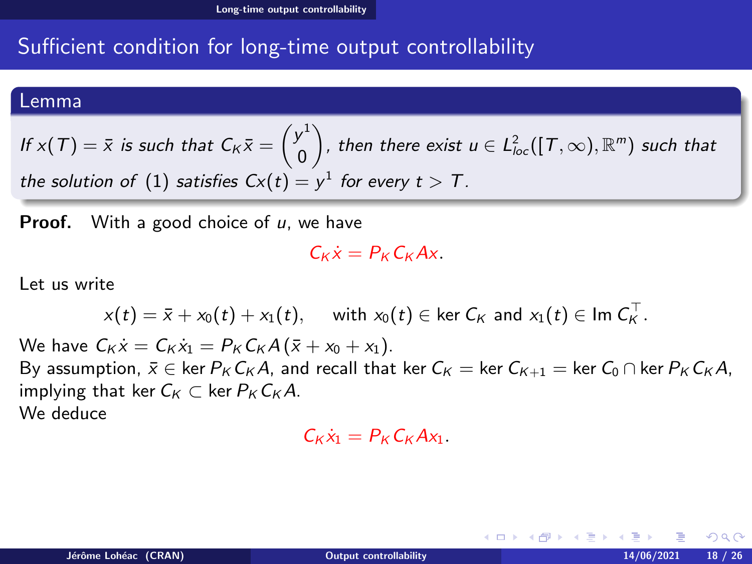# Sufficient condition for long-time output controllability

## Lemma

*If $x(T) = \bar{x}$ is such that $C_K \bar{x} = \begin{pmatrix} y^1 \\ 0 \end{pmatrix}$, then there exist $u \in L^2_{loc}([T, \infty), \mathbb{R}^m)$ such that the solution of (1) satisfies $Cx(t) = y^1$ for every $t > T$.*

**Proof.** With a good choice of $u$, we have

$$C_K \dot{x} = P_K C_K A x.$$

Let us write

$$x(t) = \bar{x} + x_0(t) + x_1(t), \quad \text{with } x_0(t) \in \ker C_K \text{ and } x_1(t) \in \operatorname{Im} C_K^\top.$$

We have $C_K \dot{x} = C_K \dot{x}_1 = P_K C_K A(\bar{x} + x_0 + x_1)$.
By assumption, $\bar{x} \in \ker P_K C_K A$, and recall that $\ker C_K = \ker C_{K+1} = \ker C_0 \cap \ker P_K C_K A$, implying that $\ker C_K \subset \ker P_K C_K A$.
We deduce

$$C_K \dot{x}_1 = P_K C_K A x_1.$$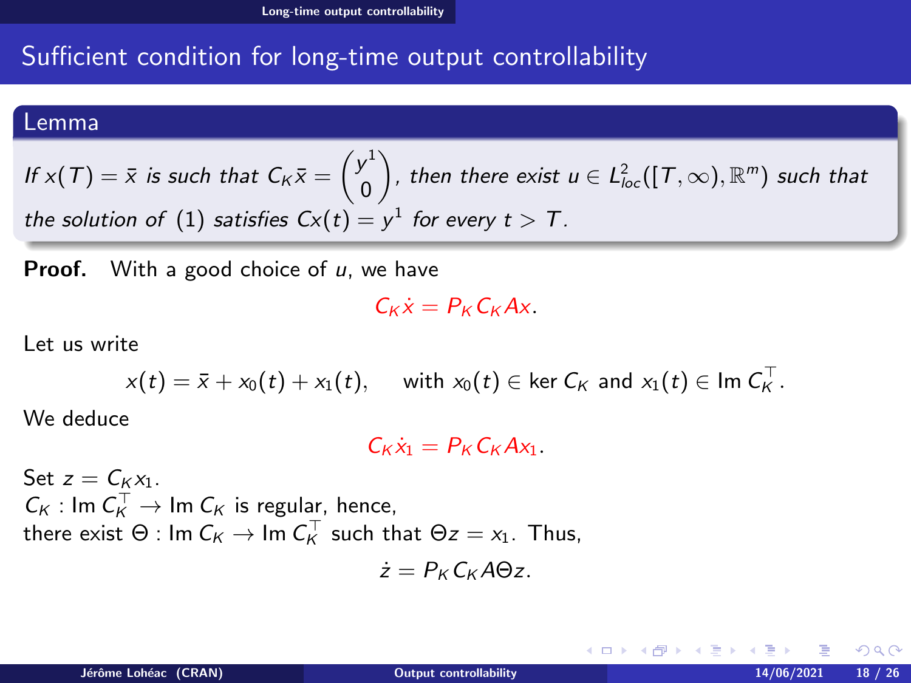# Sufficient condition for long-time output controllability

## Lemma

*If $x(T) = \bar{x}$ is such that $C_K \bar{x} = \begin{pmatrix} y^1 \\ 0 \end{pmatrix}$, then there exist $u \in L^2_{loc}([T, \infty), \mathbb{R}^m)$ such that the solution of (1) satisfies $Cx(t) = y^1$ for every $t > T$.*

**Proof.** With a good choice of $u$, we have

$$C_K \dot{x} = P_K C_K A x.$$

Let us write

$$x(t) = \bar{x} + x_0(t) + x_1(t), \qquad \text{with } x_0(t) \in \ker C_K \text{ and } x_1(t) \in \operatorname{Im} C_K^\top.$$

We deduce

$$C_K \dot{x}_1 = P_K C_K A x_1.$$

Set $z = C_K x_1$.
$C_K : \operatorname{Im} C_K^\top \to \operatorname{Im} C_K$ is regular, hence,
there exist $\Theta : \operatorname{Im} C_K \to \operatorname{Im} C_K^\top$ such that $\Theta z = x_1$. Thus,

$$\dot{z} = P_K C_K A \Theta z.$$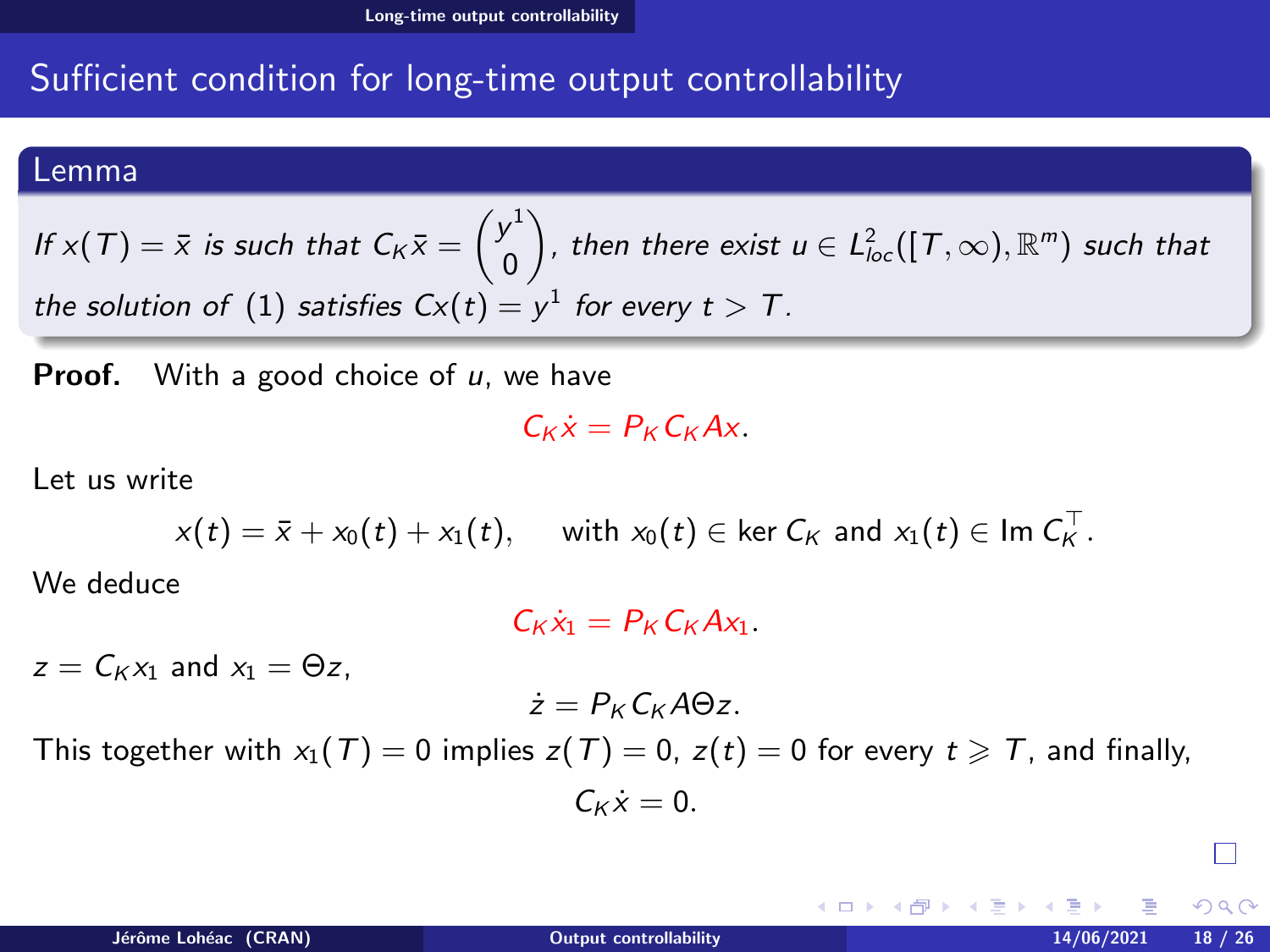## Sufficient condition for long-time output controllability

**Lemma**

*If $x(T) = \bar{x}$ is such that $C_K \bar{x} = \begin{pmatrix} y^1 \\ 0 \end{pmatrix}$, then there exist $u \in L^2_{loc}([T, \infty), \mathbb{R}^m)$ such that the solution of (1) satisfies $Cx(t) = y^1$ for every $t > T$.*

**Proof.** With a good choice of $u$, we have

$$C_K \dot{x} = P_K C_K A x.$$

Let us write

$$x(t) = \bar{x} + x_0(t) + x_1(t), \qquad \text{with } x_0(t) \in \ker C_K \text{ and } x_1(t) \in \operatorname{Im} C_K^\top.$$

We deduce

$$C_K \dot{x}_1 = P_K C_K A x_1.$$

$z = C_K x_1$ and $x_1 = \Theta z$,

$$\dot{z} = P_K C_K A \Theta z.$$

This together with $x_1(T) = 0$ implies $z(T) = 0$, $z(t) = 0$ for every $t \geqslant T$, and finally,

$$C_K \dot{x} = 0.$$

□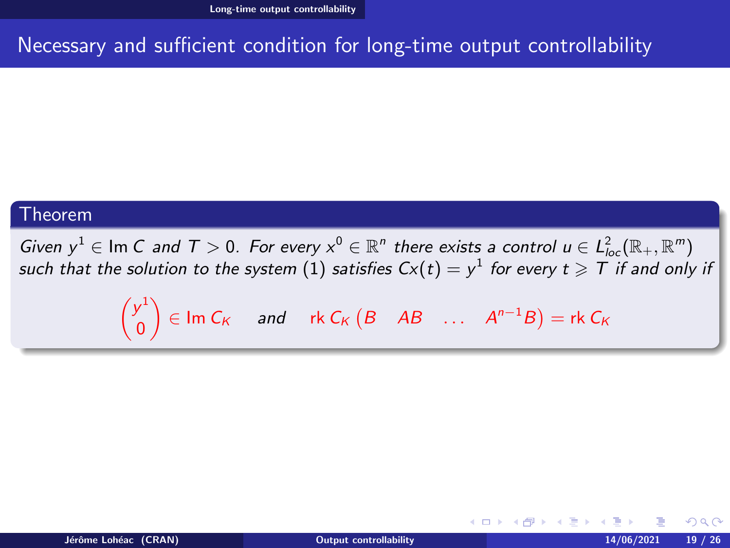# Necessary and sufficient condition for long-time output controllability

**Theorem**

*Given $y^1 \in \operatorname{Im} C$ and $T > 0$. For every $x^0 \in \mathbb{R}^n$ there exists a control $u \in L^2_{loc}(\mathbb{R}_+, \mathbb{R}^m)$ such that the solution to the system (1) satisfies $Cx(t) = y^1$ for every $t \geqslant T$ if and only if*

$$\begin{pmatrix} y^1 \\ 0 \end{pmatrix} \in \operatorname{Im} C_K \quad \text{and} \quad \operatorname{rk} C_K \begin{pmatrix} B & AB & \dots & A^{n-1}B \end{pmatrix} = \operatorname{rk} C_K$$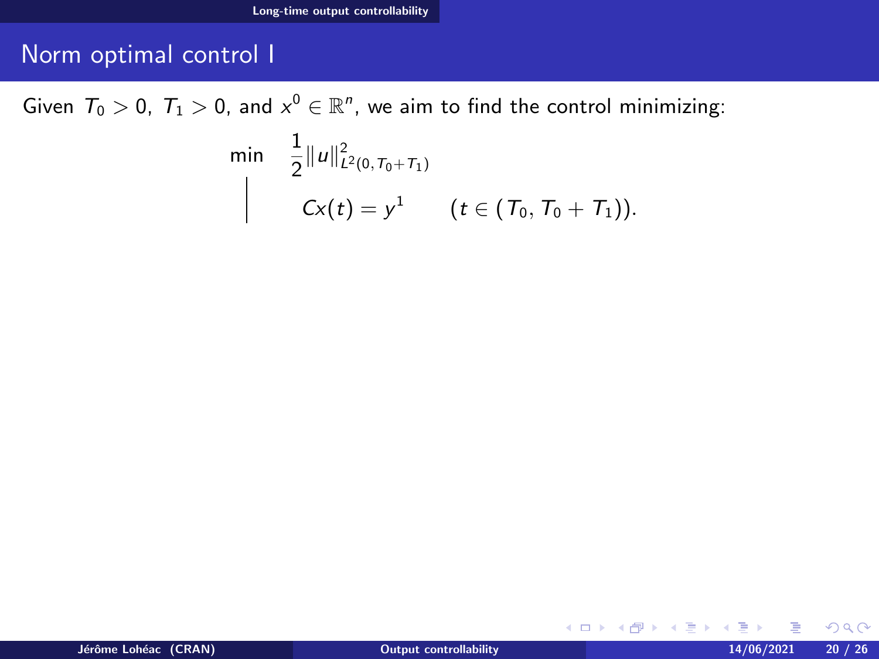# Norm optimal control I

Given $T_0 > 0$, $T_1 > 0$, and $x^0 \in \mathbb{R}^n$, we aim to find the control minimizing:

$$\min \quad \frac{1}{2}\|u\|^2_{L^2(0,T_0+T_1)}$$

$$\Big| \quad Cx(t) = y^1 \qquad (t \in (T_0, T_0 + T_1)).$$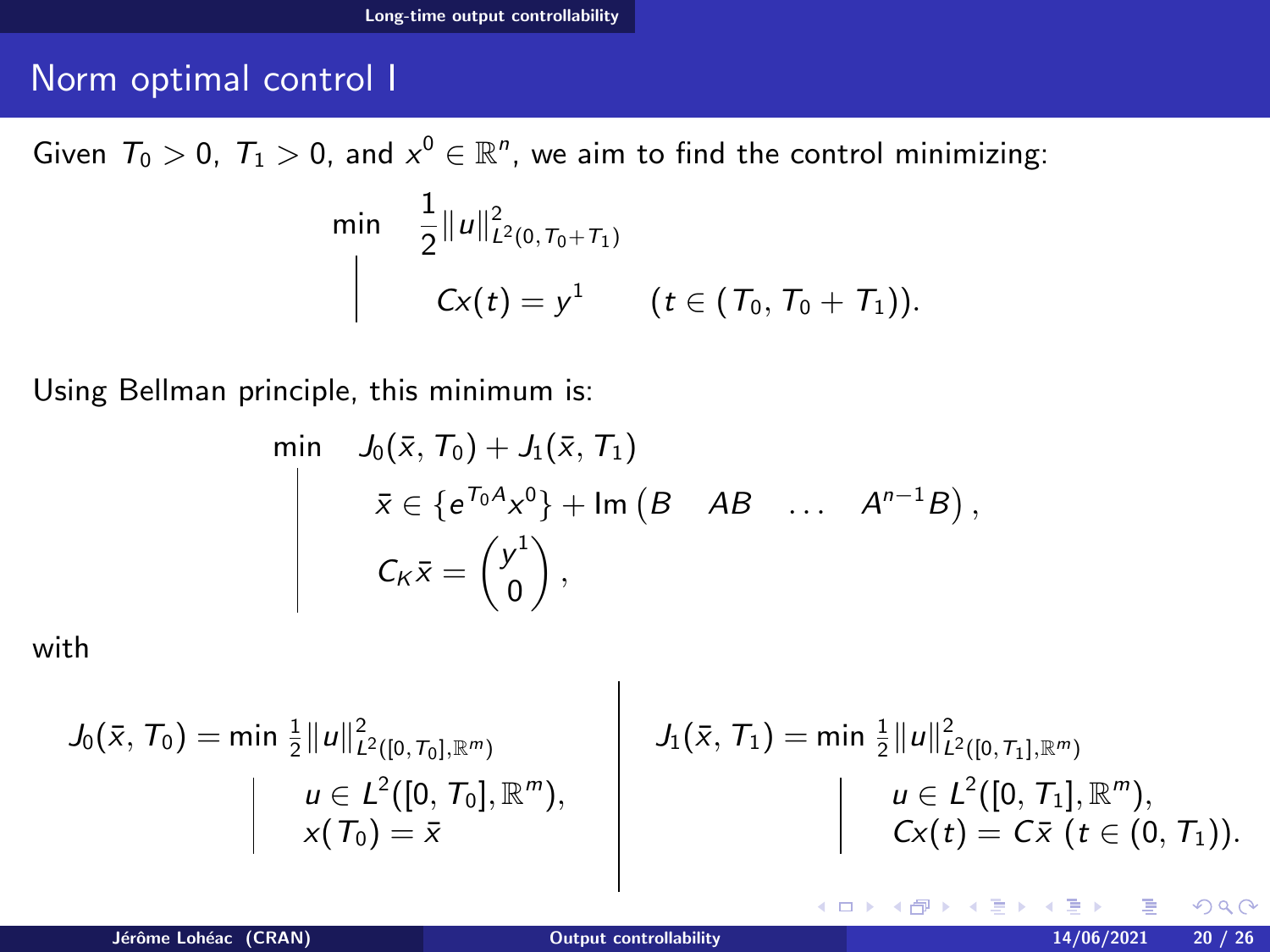## Norm optimal control I

Given $T_0 > 0$, $T_1 > 0$, and $x^0 \in \mathbb{R}^n$, we aim to find the control minimizing:

$$
\begin{array}{ll}
\min & \frac{1}{2}\|u\|^2_{L^2(0,T_0+T_1)} \\
\Big| & Cx(t) = y^1 \qquad (t \in (T_0, T_0 + T_1)).
\end{array}
$$

Using Bellman principle, this minimum is:

$$
\begin{array}{ll}
\min & J_0(\bar{x}, T_0) + J_1(\bar{x}, T_1) \\
\Bigg| & \bar{x} \in \{e^{T_0 A} x^0\} + \operatorname{Im}\begin{pmatrix} B & AB & \dots & A^{n-1}B \end{pmatrix}, \\
 & C_K \bar{x} = \begin{pmatrix} y^1 \\ 0 \end{pmatrix},
\end{array}
$$

with

$$
\begin{array}{ll}
J_0(\bar{x}, T_0) = \min \frac{1}{2}\|u\|^2_{L^2([0,T_0],\mathbb{R}^m)} & \\
\quad \Big| \; u \in L^2([0, T_0], \mathbb{R}^m), & \\
\quad \phantom{\Big|} \; x(T_0) = \bar{x} &
\end{array}
$$

$$
\begin{array}{ll}
J_1(\bar{x}, T_1) = \min \frac{1}{2}\|u\|^2_{L^2([0,T_1],\mathbb{R}^m)} & \\
\quad \Big| \; u \in L^2([0, T_1], \mathbb{R}^m), & \\
\quad \phantom{\Big|} \; Cx(t) = C\bar{x} \; (t \in (0, T_1)). &
\end{array}
$$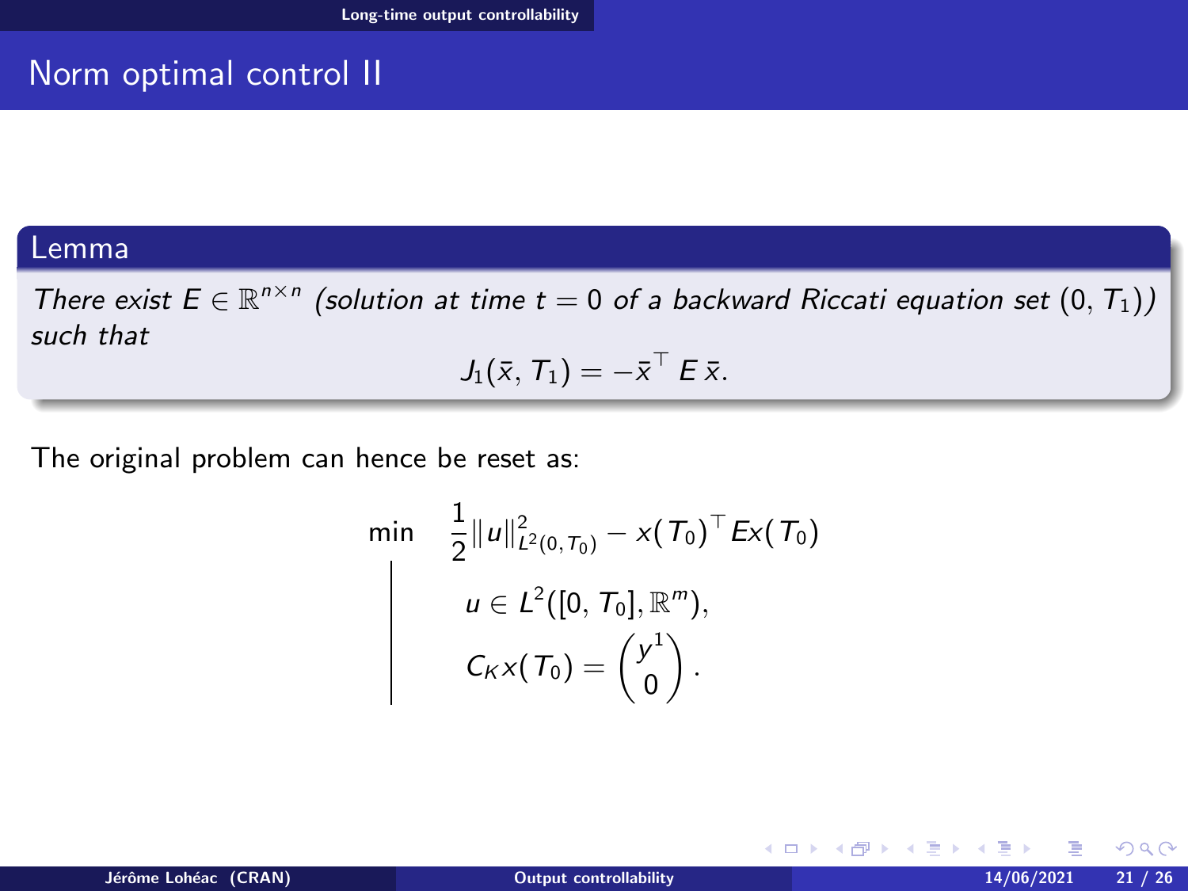# Norm optimal control II

**Lemma**

*There exist $E \in \mathbb{R}^{n\times n}$ (solution at time $t = 0$ of a backward Riccati equation set $(0, T_1)$) such that*

$$J_1(\bar{x}, T_1) = -\bar{x}^\top E\,\bar{x}.$$

The original problem can hence be reset as:

$$\min \quad \frac{1}{2}\|u\|^2_{L^2(0,T_0)} - x(T_0)^\top E x(T_0)$$

$$\left|\begin{array}{l} u \in L^2([0, T_0], \mathbb{R}^m), \\ C_K x(T_0) = \begin{pmatrix} y^1 \\ 0 \end{pmatrix}. \end{array}\right.$$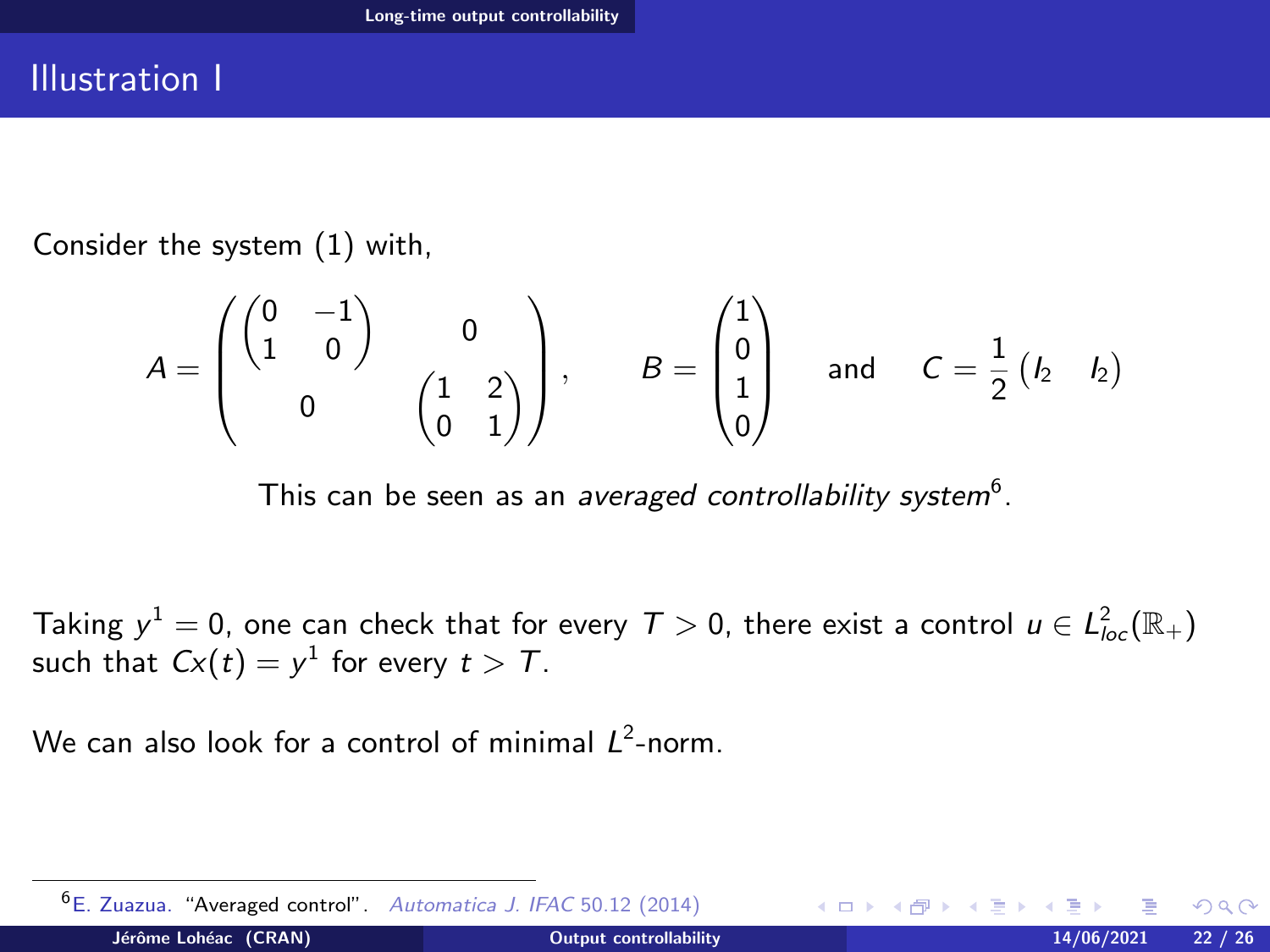# Illustration I

Consider the system (1) with,

$$A = \begin{pmatrix} \begin{pmatrix} 0 & -1 \\ 1 & 0 \end{pmatrix} & 0 \\ 0 & \begin{pmatrix} 1 & 2 \\ 0 & 1 \end{pmatrix} \end{pmatrix}, \qquad B = \begin{pmatrix} 1 \\ 0 \\ 1 \\ 0 \end{pmatrix} \quad \text{and} \quad C = \frac{1}{2}\begin{pmatrix} I_2 & I_2 \end{pmatrix}$$

This can be seen as an *averaged controllability system*[6].

Taking $y^1 = 0$, one can check that for every $T > 0$, there exist a control $u \in L^2_{loc}(\mathbb{R}_+)$ such that $Cx(t) = y^1$ for every $t > T$.

We can also look for a control of minimal $L^2$-norm.

[6] E. Zuazua. "Averaged control". *Automatica J. IFAC* 50.12 (2014)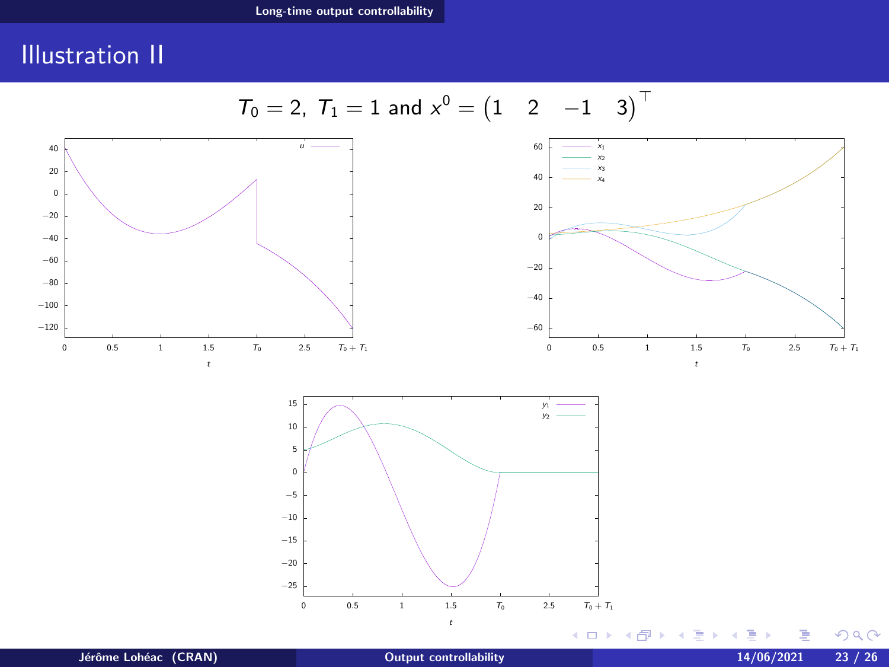# Illustration II

$$T_0 = 2,\ T_1 = 1 \text{ and } x^0 = \begin{pmatrix} 1 & 2 & -1 & 3 \end{pmatrix}^\top$$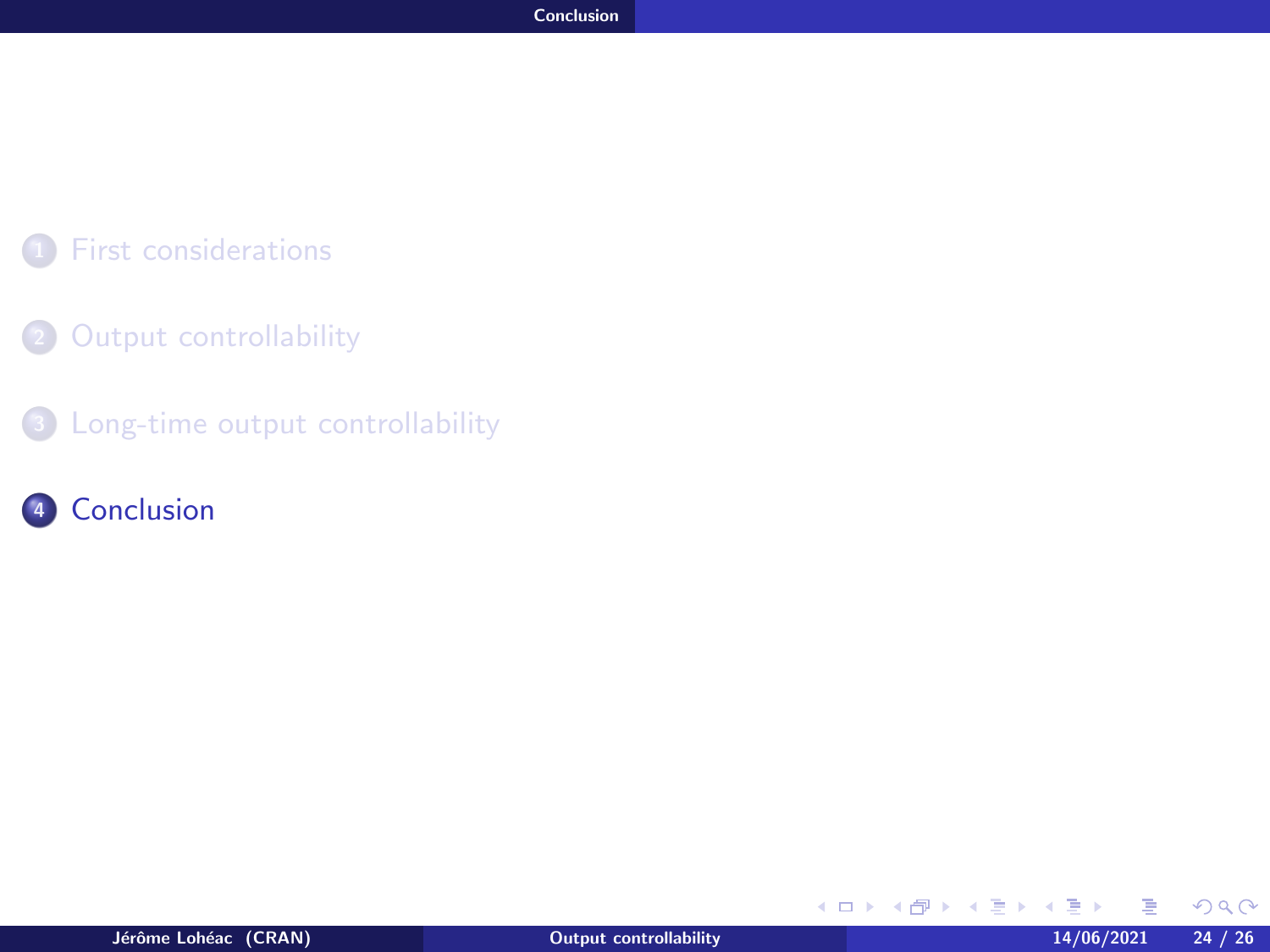1. First considerations
2. Output controllability
3. Long-time output controllability
4. Conclusion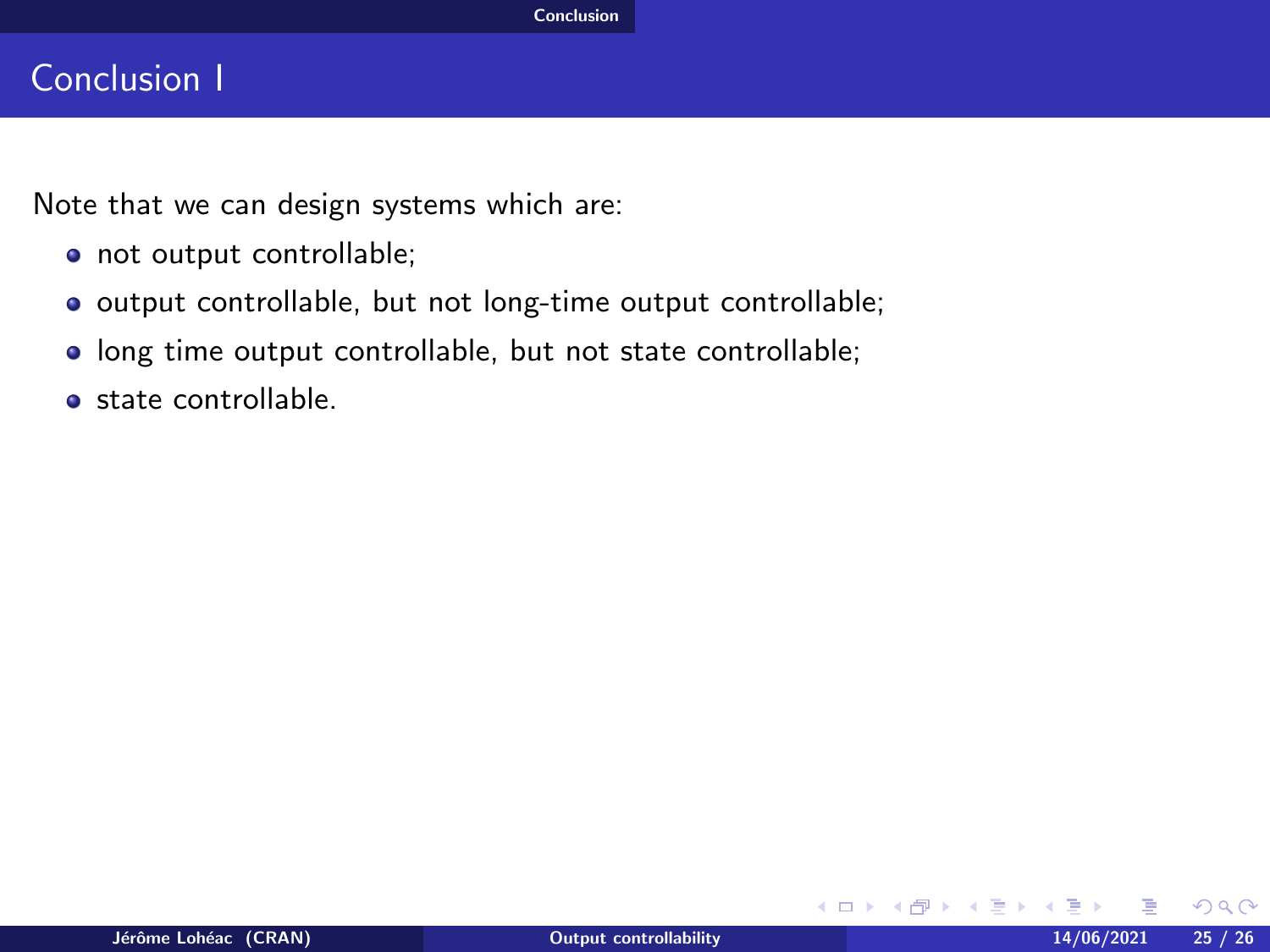# Conclusion I

Note that we can design systems which are:

- not output controllable;
- output controllable, but not long-time output controllable;
- long time output controllable, but not state controllable;
- state controllable.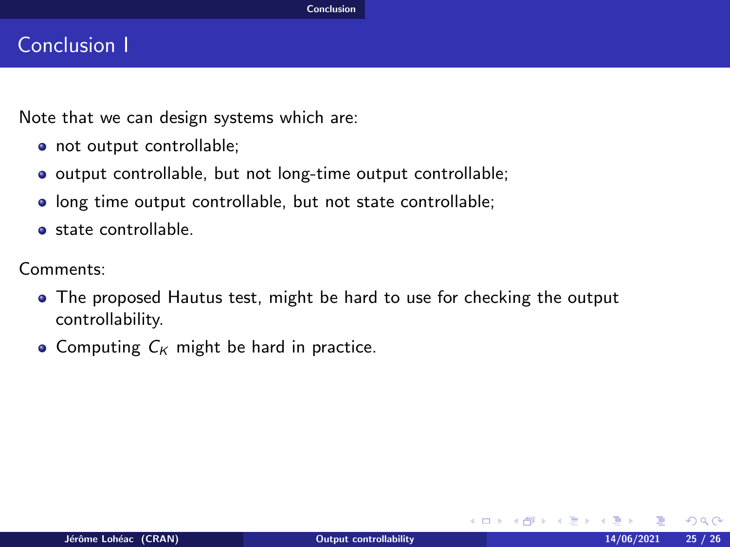# Conclusion I

Note that we can design systems which are:

- not output controllable;
- output controllable, but not long-time output controllable;
- long time output controllable, but not state controllable;
- state controllable.

Comments:

- The proposed Hautus test, might be hard to use for checking the output controllability.
- Computing $C_K$ might be hard in practice.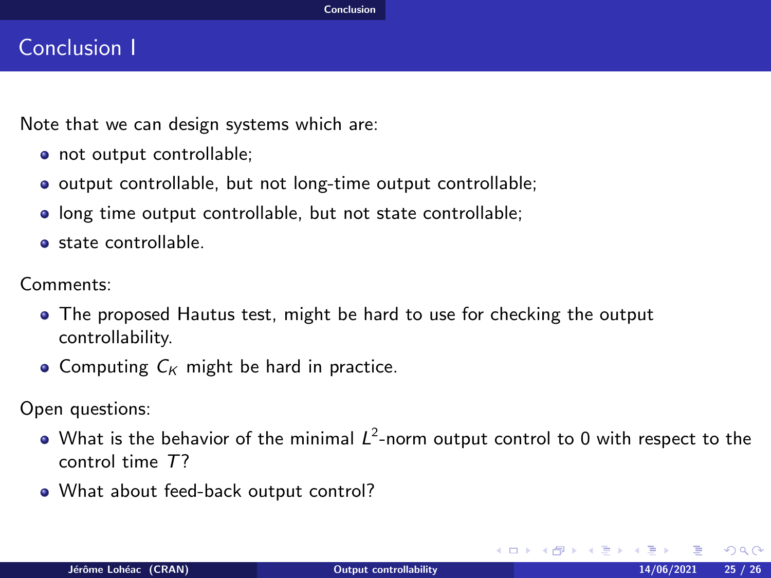# Conclusion I

Note that we can design systems which are:

- not output controllable;
- output controllable, but not long-time output controllable;
- long time output controllable, but not state controllable;
- state controllable.

Comments:

- The proposed Hautus test, might be hard to use for checking the output controllability.
- Computing $C_K$ might be hard in practice.

Open questions:

- What is the behavior of the minimal $L^2$-norm output control to 0 with respect to the control time $T$?
- What about feed-back output control?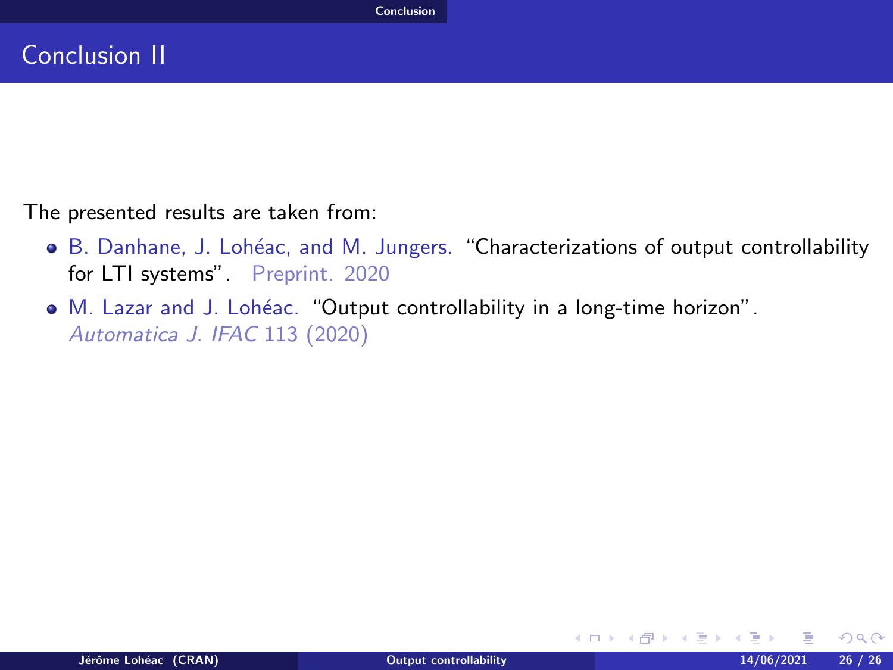## Conclusion II

The presented results are taken from:

- B. Danhane, J. Lohéac, and M. Jungers. "Characterizations of output controllability for LTI systems". Preprint. 2020
- M. Lazar and J. Lohéac. "Output controllability in a long-time horizon". *Automatica J. IFAC* 113 (2020)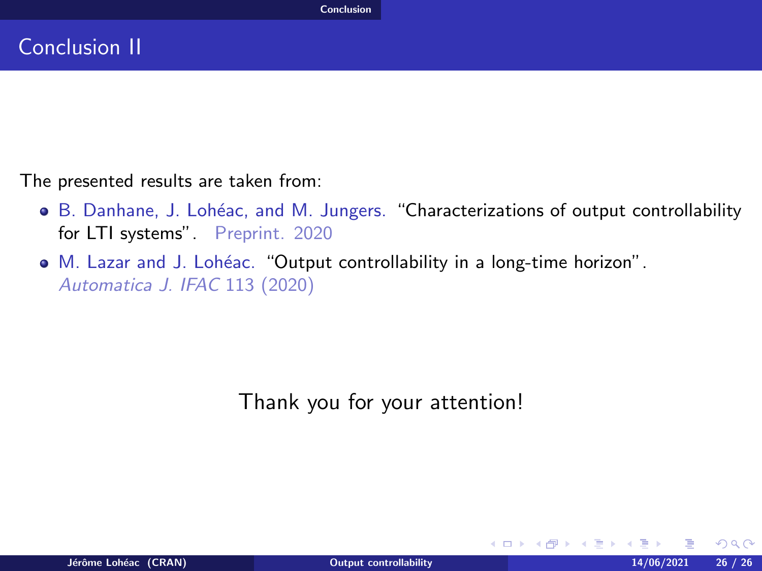# Conclusion II

The presented results are taken from:

- B. Danhane, J. Lohéac, and M. Jungers. “Characterizations of output controllability for LTI systems”. Preprint. 2020
- M. Lazar and J. Lohéac. “Output controllability in a long-time horizon”. *Automatica J. IFAC* 113 (2020)

Thank you for your attention!